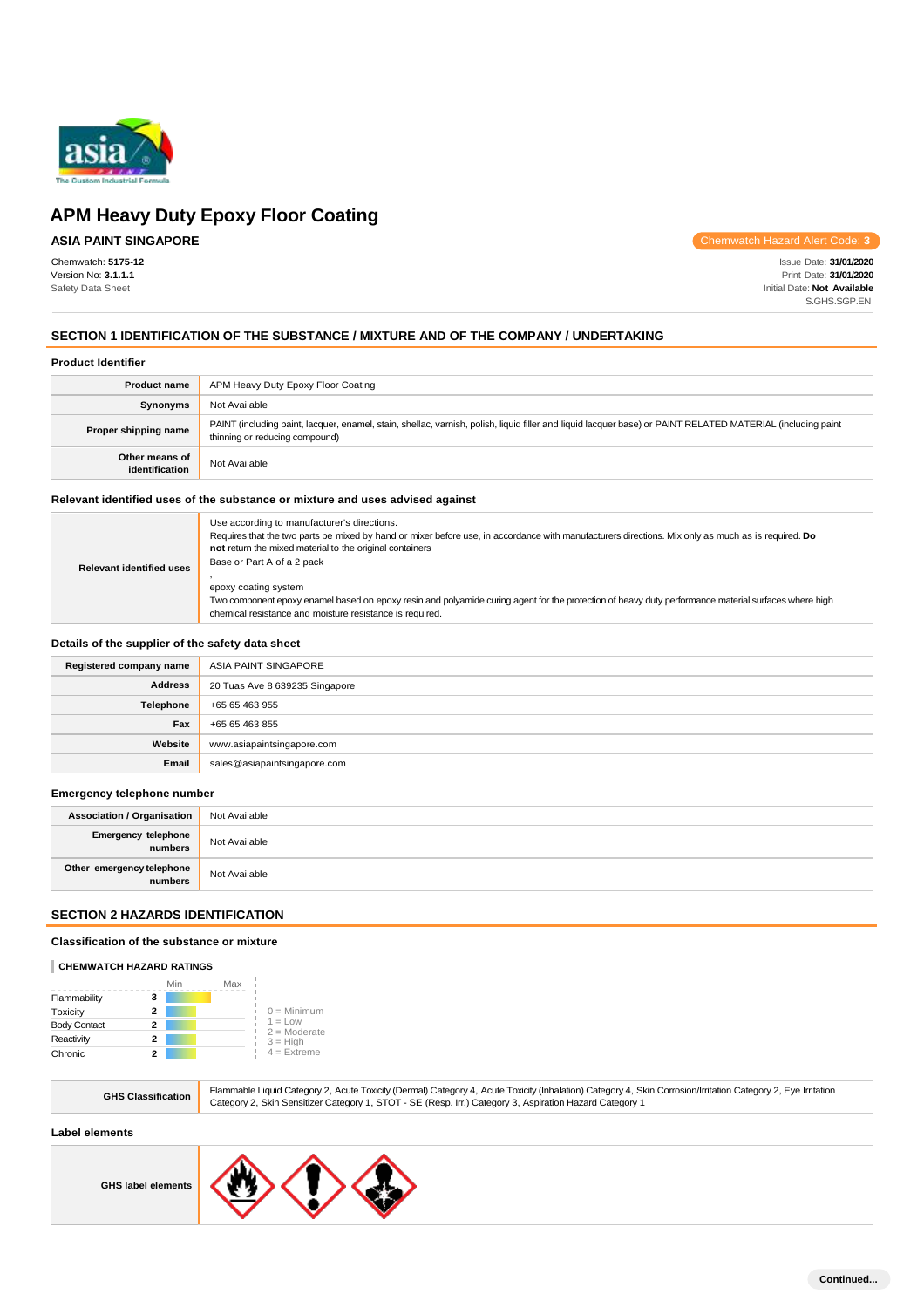# APM Heavy Duty Epoxy Floor Coating

**ASIA PAINT SINGAPORE**

Chemwatch Hazard Alert Code: 3

Chemwatch: **5175-12**
Version No: **3.1.1.1**
Safety Data Sheet

Issue Date: **31/01/2020**
Print Date: **31/01/2020**
Initial Date: **Not Available**
S.GHS.SGP.EN

## SECTION 1 IDENTIFICATION OF THE SUBSTANCE / MIXTURE AND OF THE COMPANY / UNDERTAKING

### Product Identifier

| | |
|---|---|
| **Product name** | APM Heavy Duty Epoxy Floor Coating |
| **Synonyms** | Not Available |
| **Proper shipping name** | PAINT (including paint, lacquer, enamel, stain, shellac, varnish, polish, liquid filler and liquid lacquer base) or PAINT RELATED MATERIAL (including paint thinning or reducing compound) |
| **Other means of identification** | Not Available |

### Relevant identified uses of the substance or mixture and uses advised against

| | |
|---|---|
| **Relevant identified uses** | Use according to manufacturer's directions.<br>Requires that the two parts be mixed by hand or mixer before use, in accordance with manufacturers directions. Mix only as much as is required. **Do not** return the mixed material to the original containers<br>Base or Part A of a 2 pack<br>,<br>epoxy coating system<br>Two component epoxy enamel based on epoxy resin and polyamide curing agent for the protection of heavy duty performance material surfaces where high chemical resistance and moisture resistance is required. |

### Details of the supplier of the safety data sheet

| | |
|---|---|
| **Registered company name** | ASIA PAINT SINGAPORE |
| **Address** | 20 Tuas Ave 8 639235 Singapore |
| **Telephone** | +65 65 463 955 |
| **Fax** | +65 65 463 855 |
| **Website** | www.asiapaintsingapore.com |
| **Email** | sales@asiapaintsingapore.com |

### Emergency telephone number

| | |
|---|---|
| **Association / Organisation** | Not Available |
| **Emergency telephone numbers** | Not Available |
| **Other emergency telephone numbers** | Not Available |

## SECTION 2 HAZARDS IDENTIFICATION

### Classification of the substance or mixture

**CHEMWATCH HAZARD RATINGS**

| | | Min | Max |
|---|---|---|---|
| Flammability | 3 | | |
| Toxicity | 2 | | |
| Body Contact | 2 | | |
| Reactivity | 2 | | |
| Chronic | 2 | | |

0 = Minimum
1 = Low
2 = Moderate
3 = High
4 = Extreme

| | |
|---|---|
| **GHS Classification** | Flammable Liquid Category 2, Acute Toxicity (Dermal) Category 4, Acute Toxicity (Inhalation) Category 4, Skin Corrosion/Irritation Category 2, Eye Irritation Category 2, Skin Sensitizer Category 1, STOT - SE (Resp. Irr.) Category 3, Aspiration Hazard Category 1 |

### Label elements

| | |
|---|---|
| **GHS label elements** | |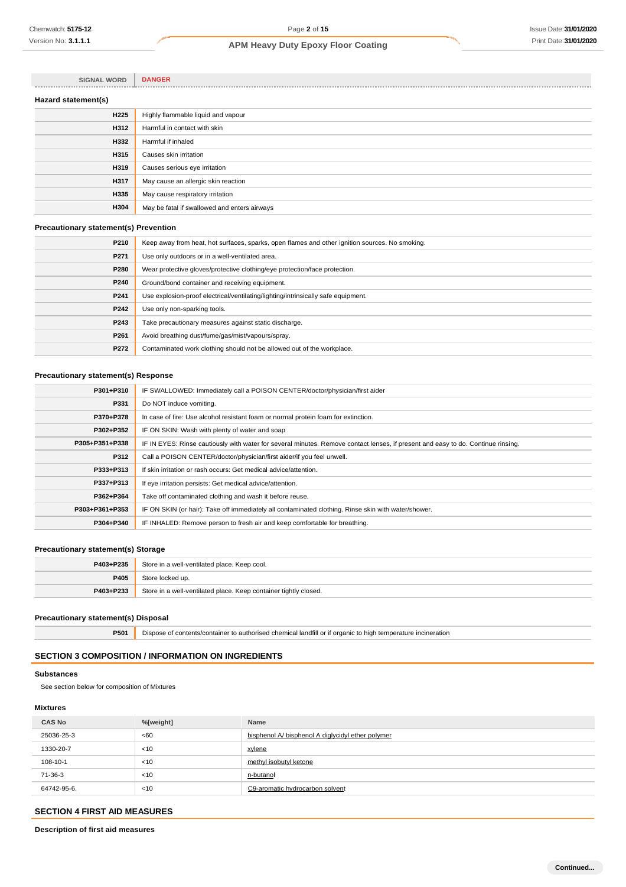| SIGNAL WORD | DANGER |
|---|---|

### Hazard statement(s)

| | |
|---|---|
| H225 | Highly flammable liquid and vapour |
| H312 | Harmful in contact with skin |
| H332 | Harmful if inhaled |
| H315 | Causes skin irritation |
| H319 | Causes serious eye irritation |
| H317 | May cause an allergic skin reaction |
| H335 | May cause respiratory irritation |
| H304 | May be fatal if swallowed and enters airways |

### Precautionary statement(s) Prevention

| | |
|---|---|
| P210 | Keep away from heat, hot surfaces, sparks, open flames and other ignition sources. No smoking. |
| P271 | Use only outdoors or in a well-ventilated area. |
| P280 | Wear protective gloves/protective clothing/eye protection/face protection. |
| P240 | Ground/bond container and receiving equipment. |
| P241 | Use explosion-proof electrical/ventilating/lighting/intrinsically safe equipment. |
| P242 | Use only non-sparking tools. |
| P243 | Take precautionary measures against static discharge. |
| P261 | Avoid breathing dust/fume/gas/mist/vapours/spray. |
| P272 | Contaminated work clothing should not be allowed out of the workplace. |

### Precautionary statement(s) Response

| | |
|---|---|
| P301+P310 | IF SWALLOWED: Immediately call a POISON CENTER/doctor/physician/first aider |
| P331 | Do NOT induce vomiting. |
| P370+P378 | In case of fire: Use alcohol resistant foam or normal protein foam for extinction. |
| P302+P352 | IF ON SKIN: Wash with plenty of water and soap |
| P305+P351+P338 | IF IN EYES: Rinse cautiously with water for several minutes. Remove contact lenses, if present and easy to do. Continue rinsing. |
| P312 | Call a POISON CENTER/doctor/physician/first aider/if you feel unwell. |
| P333+P313 | If skin irritation or rash occurs: Get medical advice/attention. |
| P337+P313 | If eye irritation persists: Get medical advice/attention. |
| P362+P364 | Take off contaminated clothing and wash it before reuse. |
| P303+P361+P353 | IF ON SKIN (or hair): Take off immediately all contaminated clothing. Rinse skin with water/shower. |
| P304+P340 | IF INHALED: Remove person to fresh air and keep comfortable for breathing. |

### Precautionary statement(s) Storage

| | |
|---|---|
| P403+P235 | Store in a well-ventilated place. Keep cool. |
| P405 | Store locked up. |
| P403+P233 | Store in a well-ventilated place. Keep container tightly closed. |

### Precautionary statement(s) Disposal

| | |
|---|---|
| P501 | Dispose of contents/container to authorised chemical landfill or if organic to high temperature incineration |

## SECTION 3 COMPOSITION / INFORMATION ON INGREDIENTS

### Substances

See section below for composition of Mixtures

### Mixtures

| CAS No | %[weight] | Name |
|---|---|---|
| 25036-25-3 | <60 | bisphenol A/ bisphenol A diglycidyl ether polymer |
| 1330-20-7 | <10 | xylene |
| 108-10-1 | <10 | methyl isobutyl ketone |
| 71-36-3 | <10 | n-butanol |
| 64742-95-6. | <10 | C9-aromatic hydrocarbon solvent |

## SECTION 4 FIRST AID MEASURES

### Description of first aid measures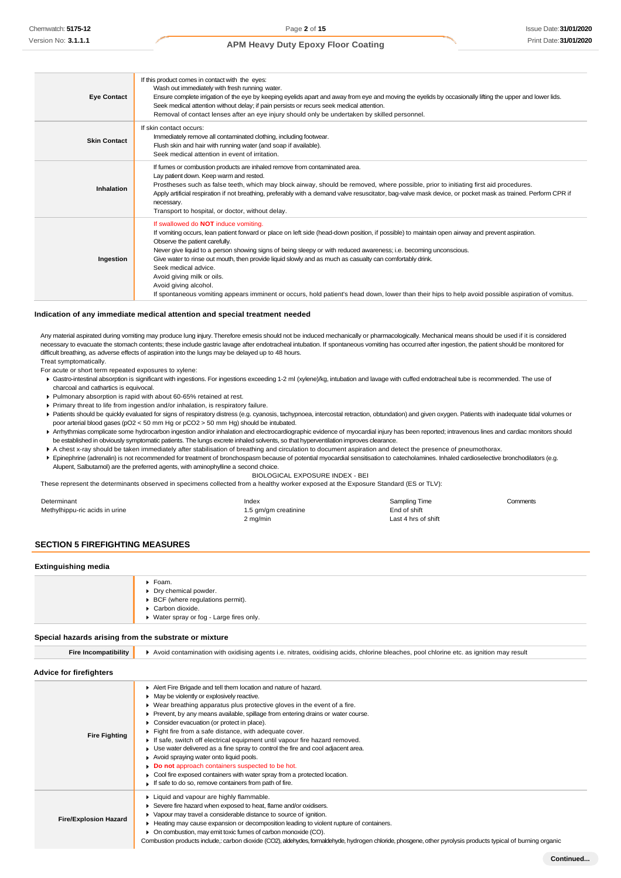| | |
|---|---|
| **Eye Contact** | If this product comes in contact with the eyes:<br>Wash out immediately with fresh running water.<br>Ensure complete irrigation of the eye by keeping eyelids apart and away from eye and moving the eyelids by occasionally lifting the upper and lower lids.<br>Seek medical attention without delay; if pain persists or recurs seek medical attention.<br>Removal of contact lenses after an eye injury should only be undertaken by skilled personnel. |
| **Skin Contact** | If skin contact occurs:<br>Immediately remove all contaminated clothing, including footwear.<br>Flush skin and hair with running water (and soap if available).<br>Seek medical attention in event of irritation. |
| **Inhalation** | If fumes or combustion products are inhaled remove from contaminated area.<br>Lay patient down. Keep warm and rested.<br>Prostheses such as false teeth, which may block airway, should be removed, where possible, prior to initiating first aid procedures.<br>Apply artificial respiration if not breathing, preferably with a demand valve resuscitator, bag-valve mask device, or pocket mask as trained. Perform CPR if necessary.<br>Transport to hospital, or doctor, without delay. |
| **Ingestion** | If swallowed do **NOT** induce vomiting.<br>If vomiting occurs, lean patient forward or place on left side (head-down position, if possible) to maintain open airway and prevent aspiration.<br>Observe the patient carefully.<br>Never give liquid to a person showing signs of being sleepy or with reduced awareness; i.e. becoming unconscious.<br>Give water to rinse out mouth, then provide liquid slowly and as much as casualty can comfortably drink.<br>Seek medical advice.<br>Avoid giving milk or oils.<br>Avoid giving alcohol.<br>If spontaneous vomiting appears imminent or occurs, hold patient's head down, lower than their hips to help avoid possible aspiration of vomitus. |

### Indication of any immediate medical attention and special treatment needed

Any material aspirated during vomiting may produce lung injury. Therefore emesis should not be induced mechanically or pharmacologically. Mechanical means should be used if it is considered necessary to evacuate the stomach contents; these include gastric lavage after endotracheal intubation. If spontaneous vomiting has occurred after ingestion, the patient should be monitored for difficult breathing, as adverse effects of aspiration into the lungs may be delayed up to 48 hours.
Treat symptomatically.
For acute or short term repeated exposures to xylene:

- Gastro-intestinal absorption is significant with ingestions. For ingestions exceeding 1-2 ml (xylene)/kg, intubation and lavage with cuffed endotracheal tube is recommended. The use of charcoal and cathartics is equivocal.
- Pulmonary absorption is rapid with about 60-65% retained at rest.
- Primary threat to life from ingestion and/or inhalation, is respiratory failure.
- Patients should be quickly evaluated for signs of respiratory distress (e.g. cyanosis, tachypnoea, intercostal retraction, obtundation) and given oxygen. Patients with inadequate tidal volumes or poor arterial blood gases ($pO_2$ < 50 mm Hg or $pCO_2$ > 50 mm Hg) should be intubated.
- Arrhythmias complicate some hydrocarbon ingestion and/or inhalation and electrocardiographic evidence of myocardial injury has been reported; intravenous lines and cardiac monitors should be established in obviously symptomatic patients. The lungs excrete inhaled solvents, so that hyperventilation improves clearance.
- A chest x-ray should be taken immediately after stabilisation of breathing and circulation to document aspiration and detect the presence of pneumothorax.
- Epinephrine (adrenalin) is not recommended for treatment of bronchospasm because of potential myocardial sensitisation to catecholamines. Inhaled cardioselective bronchodilators (e.g. Alupent, Salbutamol) are the preferred agents, with aminophylline a second choice.

BIOLOGICAL EXPOSURE INDEX - BEI

These represent the determinants observed in specimens collected from a healthy worker exposed at the Exposure Standard (ES or TLV):

| Determinant | Index | Sampling Time | Comments |
|---|---|---|---|
| Methylhippu-ric acids in urine | 1.5 gm/gm creatinine | End of shift | |
| | 2 mg/min | Last 4 hrs of shift | |

## SECTION 5 FIREFIGHTING MEASURES

### Extinguishing media

| | |
|---|---|
| | - Foam.<br>- Dry chemical powder.<br>- BCF (where regulations permit).<br>- Carbon dioxide.<br>- Water spray or fog - Large fires only. |

### Special hazards arising from the substrate or mixture

| | |
|---|---|
| **Fire Incompatibility** | - Avoid contamination with oxidising agents i.e. nitrates, oxidising acids, chlorine bleaches, pool chlorine etc. as ignition may result |

### Advice for firefighters

| | |
|---|---|
| **Fire Fighting** | - Alert Fire Brigade and tell them location and nature of hazard.<br>- May be violently or explosively reactive.<br>- Wear breathing apparatus plus protective gloves in the event of a fire.<br>- Prevent, by any means available, spillage from entering drains or water course.<br>- Consider evacuation (or protect in place).<br>- Fight fire from a safe distance, with adequate cover.<br>- If safe, switch off electrical equipment until vapour fire hazard removed.<br>- Use water delivered as a fine spray to control the fire and cool adjacent area.<br>- Avoid spraying water onto liquid pools.<br>- **Do not** approach containers suspected to be hot.<br>- Cool fire exposed containers with water spray from a protected location.<br>- If safe to do so, remove containers from path of fire. |
| **Fire/Explosion Hazard** | - Liquid and vapour are highly flammable.<br>- Severe fire hazard when exposed to heat, flame and/or oxidisers.<br>- Vapour may travel a considerable distance to source of ignition.<br>- Heating may cause expansion or decomposition leading to violent rupture of containers.<br>- On combustion, may emit toxic fumes of carbon monoxide (CO).<br>Combustion products include,: carbon dioxide ($CO_2$), aldehydes, formaldehyde, hydrogen chloride, phosgene, other pyrolysis products typical of burning organic |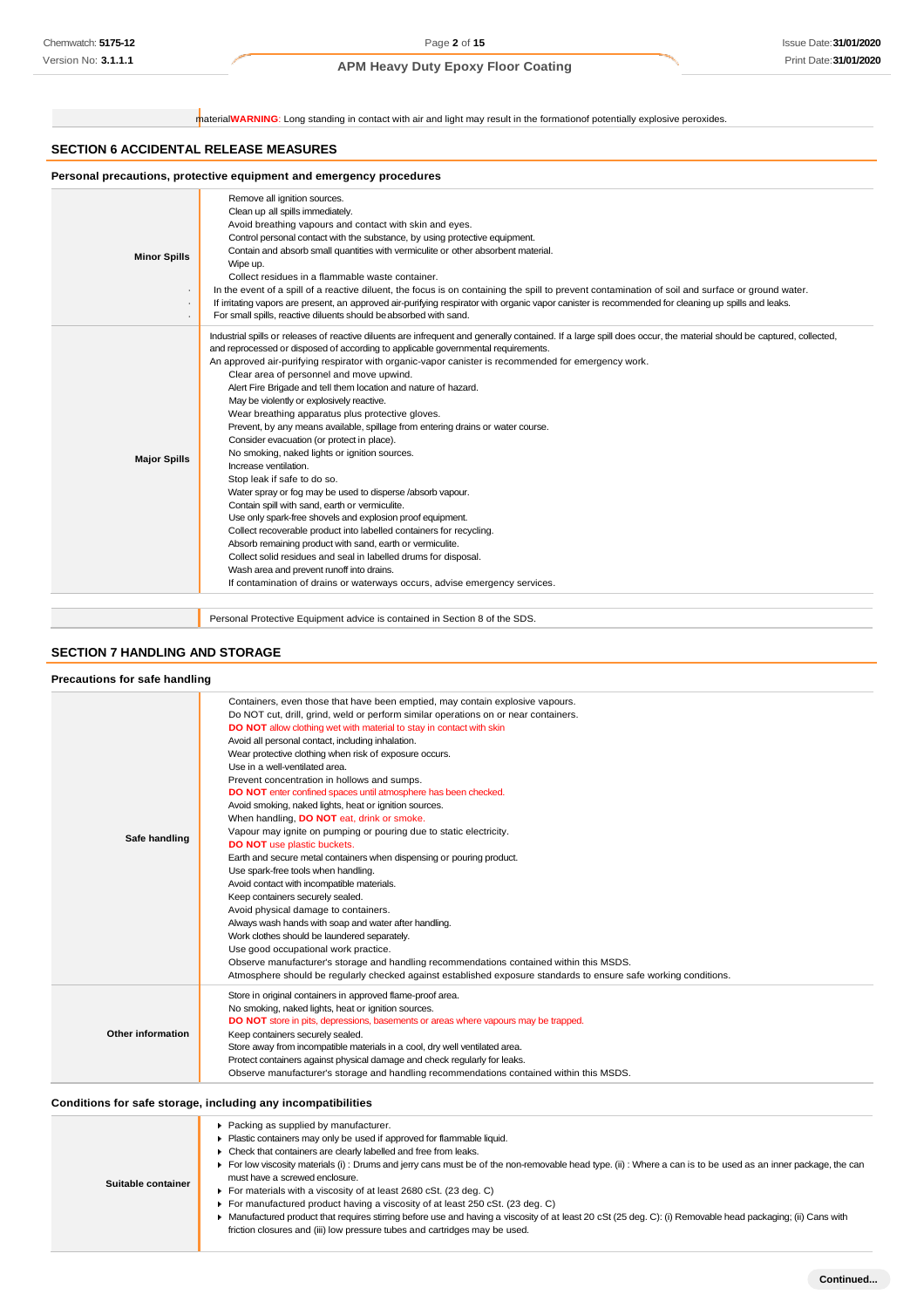| | materialWARNING: Long standing in contact with air and light may result in the formationof potentially explosive peroxides. |
|---|---|

## SECTION 6 ACCIDENTAL RELEASE MEASURES

### Personal precautions, protective equipment and emergency procedures

| | |
|---|---|
| **Minor Spills** | Remove all ignition sources.<br>Clean up all spills immediately.<br>Avoid breathing vapours and contact with skin and eyes.<br>Control personal contact with the substance, by using protective equipment.<br>Contain and absorb small quantities with vermiculite or other absorbent material.<br>Wipe up.<br>Collect residues in a flammable waste container.<br>. In the event of a spill of a reactive diluent, the focus is on containing the spill to prevent contamination of soil and surface or ground water.<br>. If irritating vapors are present, an approved air-purifying respirator with organic vapor canister is recommended for cleaning up spills and leaks.<br>. For small spills, reactive diluents should be absorbed with sand. |
| **Major Spills** | Industrial spills or releases of reactive diluents are infrequent and generally contained. If a large spill does occur, the material should be captured, collected, and reprocessed or disposed of according to applicable governmental requirements.<br>An approved air-purifying respirator with organic-vapor canister is recommended for emergency work.<br>Clear area of personnel and move upwind.<br>Alert Fire Brigade and tell them location and nature of hazard.<br>May be violently or explosively reactive.<br>Wear breathing apparatus plus protective gloves.<br>Prevent, by any means available, spillage from entering drains or water course.<br>Consider evacuation (or protect in place).<br>No smoking, naked lights or ignition sources.<br>Increase ventilation.<br>Stop leak if safe to do so.<br>Water spray or fog may be used to disperse /absorb vapour.<br>Contain spill with sand, earth or vermiculite.<br>Use only spark-free shovels and explosion proof equipment.<br>Collect recoverable product into labelled containers for recycling.<br>Absorb remaining product with sand, earth or vermiculite.<br>Collect solid residues and seal in labelled drums for disposal.<br>Wash area and prevent runoff into drains.<br>If contamination of drains or waterways occurs, advise emergency services. |

| | Personal Protective Equipment advice is contained in Section 8 of the SDS. |
|---|---|

## SECTION 7 HANDLING AND STORAGE

### Precautions for safe handling

| | |
|---|---|
| **Safe handling** | Containers, even those that have been emptied, may contain explosive vapours.<br>Do NOT cut, drill, grind, weld or perform similar operations on or near containers.<br>**DO NOT** allow clothing wet with material to stay in contact with skin<br>Avoid all personal contact, including inhalation.<br>Wear protective clothing when risk of exposure occurs.<br>Use in a well-ventilated area.<br>Prevent concentration in hollows and sumps.<br>**DO NOT** enter confined spaces until atmosphere has been checked.<br>Avoid smoking, naked lights, heat or ignition sources.<br>When handling, **DO NOT** eat, drink or smoke.<br>Vapour may ignite on pumping or pouring due to static electricity.<br>**DO NOT** use plastic buckets.<br>Earth and secure metal containers when dispensing or pouring product.<br>Use spark-free tools when handling.<br>Avoid contact with incompatible materials.<br>Keep containers securely sealed.<br>Avoid physical damage to containers.<br>Always wash hands with soap and water after handling.<br>Work clothes should be laundered separately.<br>Use good occupational work practice.<br>Observe manufacturer's storage and handling recommendations contained within this MSDS.<br>Atmosphere should be regularly checked against established exposure standards to ensure safe working conditions. |
| **Other information** | Store in original containers in approved flame-proof area.<br>No smoking, naked lights, heat or ignition sources.<br>**DO NOT** store in pits, depressions, basements or areas where vapours may be trapped.<br>Keep containers securely sealed.<br>Store away from incompatible materials in a cool, dry well ventilated area.<br>Protect containers against physical damage and check regularly for leaks.<br>Observe manufacturer's storage and handling recommendations contained within this MSDS. |

### Conditions for safe storage, including any incompatibilities

| | |
|---|---|
| **Suitable container** | ▸ Packing as supplied by manufacturer.<br>▸ Plastic containers may only be used if approved for flammable liquid.<br>▸ Check that containers are clearly labelled and free from leaks.<br>▸ For low viscosity materials (i) : Drums and jerry cans must be of the non-removable head type. (ii) : Where a can is to be used as an inner package, the can must have a screwed enclosure.<br>▸ For materials with a viscosity of at least 2680 cSt. (23 deg. C)<br>▸ For manufactured product having a viscosity of at least 250 cSt. (23 deg. C)<br>▸ Manufactured product that requires stirring before use and having a viscosity of at least 20 cSt (25 deg. C): (i) Removable head packaging; (ii) Cans with friction closures and (iii) low pressure tubes and cartridges may be used. |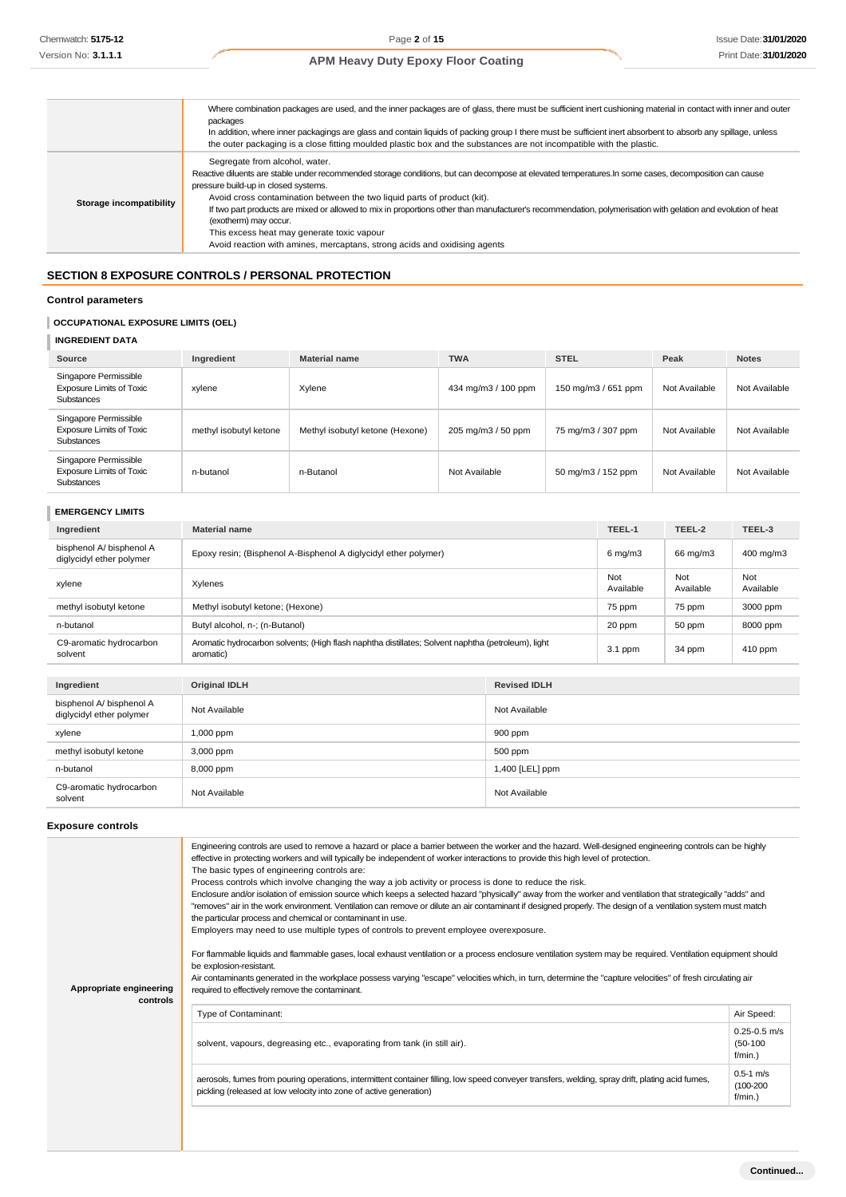| | |
|---|---|
| | Where combination packages are used, and the inner packages are of glass, there must be sufficient inert cushioning material in contact with inner and outer packages<br>In addition, where inner packagings are glass and contain liquids of packing group I there must be sufficient inert absorbent to absorb any spillage, unless the outer packaging is a close fitting moulded plastic box and the substances are not incompatible with the plastic. |
| **Storage incompatibility** | Segregate from alcohol, water.<br>Reactive diluents are stable under recommended storage conditions, but can decompose at elevated temperatures.In some cases, decomposition can cause pressure build-up in closed systems.<br>Avoid cross contamination between the two liquid parts of product (kit).<br>If two part products are mixed or allowed to mix in proportions other than manufacturer's recommendation, polymerisation with gelation and evolution of heat (exotherm) may occur.<br>This excess heat may generate toxic vapour<br>Avoid reaction with amines, mercaptans, strong acids and oxidising agents |

## SECTION 8 EXPOSURE CONTROLS / PERSONAL PROTECTION

### Control parameters

#### OCCUPATIONAL EXPOSURE LIMITS (OEL)

#### INGREDIENT DATA

| Source | Ingredient | Material name | TWA | STEL | Peak | Notes |
|---|---|---|---|---|---|---|
| Singapore Permissible Exposure Limits of Toxic Substances | xylene | Xylene | 434 mg/m3 / 100 ppm | 150 mg/m3 / 651 ppm | Not Available | Not Available |
| Singapore Permissible Exposure Limits of Toxic Substances | methyl isobutyl ketone | Methyl isobutyl ketone (Hexone) | 205 mg/m3 / 50 ppm | 75 mg/m3 / 307 ppm | Not Available | Not Available |
| Singapore Permissible Exposure Limits of Toxic Substances | n-butanol | n-Butanol | Not Available | 50 mg/m3 / 152 ppm | Not Available | Not Available |

#### EMERGENCY LIMITS

| Ingredient | Material name | TEEL-1 | TEEL-2 | TEEL-3 |
|---|---|---|---|---|
| bisphenol A/ bisphenol A diglycidyl ether polymer | Epoxy resin; (Bisphenol A-Bisphenol A diglycidyl ether polymer) | 6 mg/m3 | 66 mg/m3 | 400 mg/m3 |
| xylene | Xylenes | Not Available | Not Available | Not Available |
| methyl isobutyl ketone | Methyl isobutyl ketone; (Hexone) | 75 ppm | 75 ppm | 3000 ppm |
| n-butanol | Butyl alcohol, n-; (n-Butanol) | 20 ppm | 50 ppm | 8000 ppm |
| C9-aromatic hydrocarbon solvent | Aromatic hydrocarbon solvents; (High flash naphtha distillates; Solvent naphtha (petroleum), light aromatic) | 3.1 ppm | 34 ppm | 410 ppm |

| Ingredient | Original IDLH | Revised IDLH |
|---|---|---|
| bisphenol A/ bisphenol A diglycidyl ether polymer | Not Available | Not Available |
| xylene | 1,000 ppm | 900 ppm |
| methyl isobutyl ketone | 3,000 ppm | 500 ppm |
| n-butanol | 8,000 ppm | 1,400 [LEL] ppm |
| C9-aromatic hydrocarbon solvent | Not Available | Not Available |

### Exposure controls

**Appropriate engineering controls**

Engineering controls are used to remove a hazard or place a barrier between the worker and the hazard. Well-designed engineering controls can be highly effective in protecting workers and will typically be independent of worker interactions to provide this high level of protection.
The basic types of engineering controls are:
Process controls which involve changing the way a job activity or process is done to reduce the risk.
Enclosure and/or isolation of emission source which keeps a selected hazard "physically" away from the worker and ventilation that strategically "adds" and "removes" air in the work environment. Ventilation can remove or dilute an air contaminant if designed properly. The design of a ventilation system must match the particular process and chemical or contaminant in use.
Employers may need to use multiple types of controls to prevent employee overexposure.

For flammable liquids and flammable gases, local exhaust ventilation or a process enclosure ventilation system may be required. Ventilation equipment should be explosion-resistant.
Air contaminants generated in the workplace possess varying "escape" velocities which, in turn, determine the "capture velocities" of fresh circulating air required to effectively remove the contaminant.

| Type of Contaminant: | Air Speed: |
|---|---|
| solvent, vapours, degreasing etc., evaporating from tank (in still air). | 0.25-0.5 m/s (50-100 f/min.) |
| aerosols, fumes from pouring operations, intermittent container filling, low speed conveyer transfers, welding, spray drift, plating acid fumes, pickling (released at low velocity into zone of active generation) | 0.5-1 m/s (100-200 f/min.) |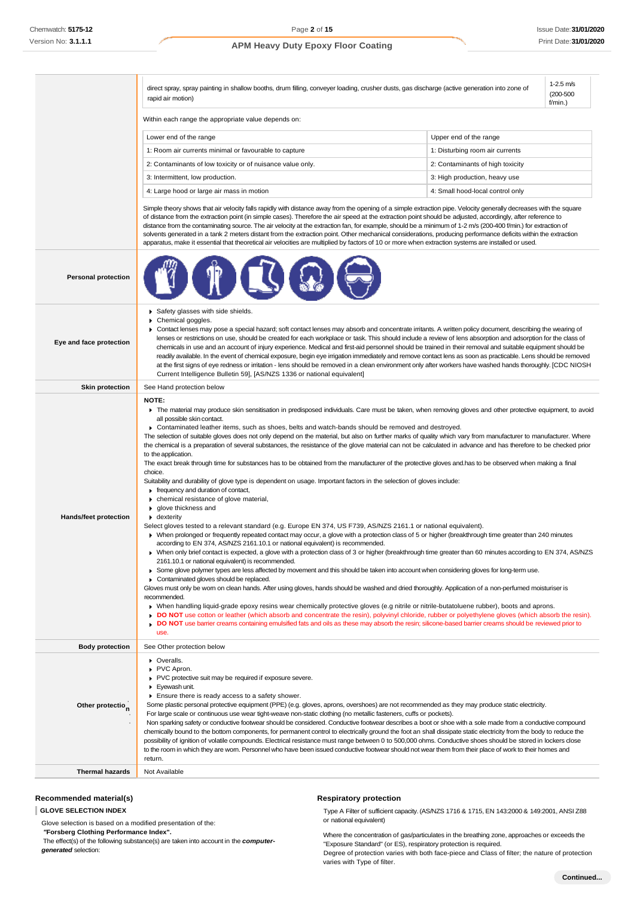| | |
|---|---|
| | direct spray, spray painting in shallow booths, drum filling, conveyer loading, crusher dusts, gas discharge (active generation into zone of rapid air motion) — 1-2.5 m/s (200-500 f/min.)<br><br>Within each range the appropriate value depends on:<br><br>Lower end of the range / Upper end of the range<br>1: Room air currents minimal or favourable to capture / 1: Disturbing room air currents<br>2: Contaminants of low toxicity or of nuisance value only. / 2: Contaminants of high toxicity<br>3: Intermittent, low production. / 3: High production, heavy use<br>4: Large hood or large air mass in motion / 4: Small hood-local control only<br><br>Simple theory shows that air velocity falls rapidly with distance away from the opening of a simple extraction pipe. Velocity generally decreases with the square of distance from the extraction point (in simple cases). Therefore the air speed at the extraction point should be adjusted, accordingly, after reference to distance from the contaminating source. The air velocity at the extraction fan, for example, should be a minimum of 1-2 m/s (200-400 f/min.) for extraction of solvents generated in a tank 2 meters distant from the extraction point. Other mechanical considerations, producing performance deficits within the extraction apparatus, make it essential that theoretical air velocities are multiplied by factors of 10 or more when extraction systems are installed or used. |
| **Personal protection** | |
| **Eye and face protection** | ▸ Safety glasses with side shields.<br>▸ Chemical goggles.<br>▸ Contact lenses may pose a special hazard; soft contact lenses may absorb and concentrate irritants. A written policy document, describing the wearing of lenses or restrictions on use, should be created for each workplace or task. This should include a review of lens absorption and adsorption for the class of chemicals in use and an account of injury experience. Medical and first-aid personnel should be trained in their removal and suitable equipment should be readily available. In the event of chemical exposure, begin eye irrigation immediately and remove contact lens as soon as practicable. Lens should be removed at the first signs of eye redness or irritation - lens should be removed in a clean environment only after workers have washed hands thoroughly. [CDC NIOSH Current Intelligence Bulletin 59], [AS/NZS 1336 or national equivalent] |
| **Skin protection** | See Hand protection below |
| **Hands/feet protection** | **NOTE:**<br>▸ The material may produce skin sensitisation in predisposed individuals. Care must be taken, when removing gloves and other protective equipment, to avoid all possible skin contact.<br>▸ Contaminated leather items, such as shoes, belts and watch-bands should be removed and destroyed.<br>The selection of suitable gloves does not only depend on the material, but also on further marks of quality which vary from manufacturer to manufacturer. Where the chemical is a preparation of several substances, the resistance of the glove material can not be calculated in advance and has therefore to be checked prior to the application.<br>The exact break through time for substances has to be obtained from the manufacturer of the protective gloves and.has to be observed when making a final choice.<br>Suitability and durability of glove type is dependent on usage. Important factors in the selection of gloves include:<br>▸ frequency and duration of contact,<br>▸ chemical resistance of glove material,<br>▸ glove thickness and<br>▸ dexterity<br>Select gloves tested to a relevant standard (e.g. Europe EN 374, US F739, AS/NZS 2161.1 or national equivalent).<br>▸ When prolonged or frequently repeated contact may occur, a glove with a protection class of 5 or higher (breakthrough time greater than 240 minutes according to EN 374, AS/NZS 2161.10.1 or national equivalent) is recommended.<br>▸ When only brief contact is expected, a glove with a protection class of 3 or higher (breakthrough time greater than 60 minutes according to EN 374, AS/NZS 2161.10.1 or national equivalent) is recommended.<br>▸ Some glove polymer types are less affected by movement and this should be taken into account when considering gloves for long-term use.<br>▸ Contaminated gloves should be replaced.<br>Gloves must only be worn on clean hands. After using gloves, hands should be washed and dried thoroughly. Application of a non-perfumed moisturiser is recommended.<br>▸ When handling liquid-grade epoxy resins wear chemically protective gloves (e.g nitrile or nitrile-butatoluene rubber), boots and aprons.<br>▸ **DO NOT** use cotton or leather (which absorb and concentrate the resin), polyvinyl chloride, rubber or polyethylene gloves (which absorb the resin).<br>▸ **DO NOT** use barrier creams containing emulsified fats and oils as these may absorb the resin; silicone-based barrier creams should be reviewed prior to use. |
| **Body protection** | See Other protection below |
| **Other protection** | ▸ Overalls.<br>▸ PVC Apron.<br>▸ PVC protective suit may be required if exposure severe.<br>▸ Eyewash unit.<br>▸ Ensure there is ready access to a safety shower.<br>Some plastic personal protective equipment (PPE) (e.g. gloves, aprons, overshoes) are not recommended as they may produce static electricity.<br>For large scale or continuous use wear tight-weave non-static clothing (no metallic fasteners, cuffs or pockets).<br>Non sparking safety or conductive footwear should be considered. Conductive footwear describes a boot or shoe with a sole made from a conductive compound chemically bound to the bottom components, for permanent control to electrically ground the foot an shall dissipate static electricity from the body to reduce the possibility of ignition of volatile compounds. Electrical resistance must range between 0 to 500,000 ohms. Conductive shoes should be stored in lockers close to the room in which they are worn. Personnel who have been issued conductive footwear should not wear them from their place of work to their homes and return. |
| **Thermal hazards** | Not Available |

### Recommended material(s)

**GLOVE SELECTION INDEX**

Glove selection is based on a modified presentation of the:

**"Forsberg Clothing Performance Index".**

The effect(s) of the following substance(s) are taken into account in the ***computer-generated*** selection:

### Respiratory protection

Type A Filter of sufficient capacity. (AS/NZS 1716 & 1715, EN 143:2000 & 149:2001, ANSI Z88 or national equivalent)

Where the concentration of gas/particulates in the breathing zone, approaches or exceeds the "Exposure Standard" (or ES), respiratory protection is required.

Degree of protection varies with both face-piece and Class of filter; the nature of protection varies with Type of filter.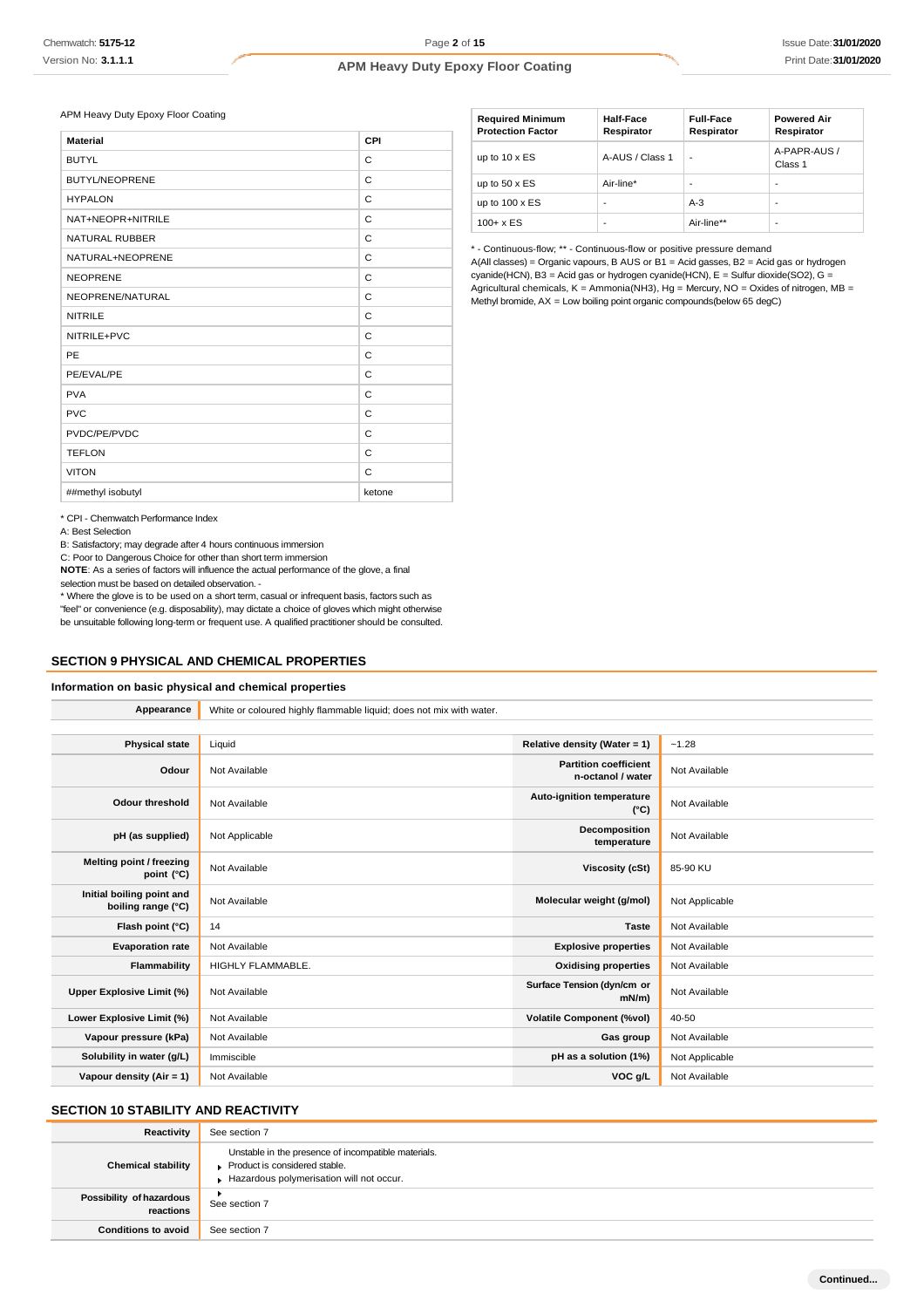APM Heavy Duty Epoxy Floor Coating

| Material | CPI |
| --- | --- |
| BUTYL | C |
| BUTYL/NEOPRENE | C |
| HYPALON | C |
| NAT+NEOPR+NITRILE | C |
| NATURAL RUBBER | C |
| NATURAL+NEOPRENE | C |
| NEOPRENE | C |
| NEOPRENE/NATURAL | C |
| NITRILE | C |
| NITRILE+PVC | C |
| PE | C |
| PE/EVAL/PE | C |
| PVA | C |
| PVC | C |
| PVDC/PE/PVDC | C |
| TEFLON | C |
| VITON | C |
| ##methyl isobutyl | ketone |

* CPI - Chemwatch Performance Index

A: Best Selection

B: Satisfactory; may degrade after 4 hours continuous immersion

C: Poor to Dangerous Choice for other than short term immersion

**NOTE**: As a series of factors will influence the actual performance of the glove, a final selection must be based on detailed observation. -

* Where the glove is to be used on a short term, casual or infrequent basis, factors such as "feel" or convenience (e.g. disposability), may dictate a choice of gloves which might otherwise be unsuitable following long-term or frequent use. A qualified practitioner should be consulted.

| Required Minimum Protection Factor | Half-Face Respirator | Full-Face Respirator | Powered Air Respirator |
| --- | --- | --- | --- |
| up to 10 x ES | A-AUS / Class 1 | - | A-PAPR-AUS / Class 1 |
| up to 50 x ES | Air-line* | - | - |
| up to 100 x ES | - | A-3 | - |
| 100+ x ES | - | Air-line** | - |

* - Continuous-flow; ** - Continuous-flow or positive pressure demand

A(All classes) = Organic vapours, B AUS or B1 = Acid gasses, B2 = Acid gas or hydrogen cyanide(HCN), B3 = Acid gas or hydrogen cyanide(HCN), E = Sulfur dioxide(SO2), G = Agricultural chemicals, K = Ammonia(NH3), Hg = Mercury, NO = Oxides of nitrogen, MB = Methyl bromide, AX = Low boiling point organic compounds(below 65 degC)

## SECTION 9 PHYSICAL AND CHEMICAL PROPERTIES

### Information on basic physical and chemical properties

| | |
| --- | --- |
| **Appearance** | White or coloured highly flammable liquid; does not mix with water. |

| | | | |
| --- | --- | --- | --- |
| **Physical state** | Liquid | **Relative density (Water = 1)** | ~1.28 |
| **Odour** | Not Available | **Partition coefficient n-octanol / water** | Not Available |
| **Odour threshold** | Not Available | **Auto-ignition temperature (°C)** | Not Available |
| **pH (as supplied)** | Not Applicable | **Decomposition temperature** | Not Available |
| **Melting point / freezing point (°C)** | Not Available | **Viscosity (cSt)** | 85-90 KU |
| **Initial boiling point and boiling range (°C)** | Not Available | **Molecular weight (g/mol)** | Not Applicable |
| **Flash point (°C)** | 14 | **Taste** | Not Available |
| **Evaporation rate** | Not Available | **Explosive properties** | Not Available |
| **Flammability** | HIGHLY FLAMMABLE. | **Oxidising properties** | Not Available |
| **Upper Explosive Limit (%)** | Not Available | **Surface Tension (dyn/cm or mN/m)** | Not Available |
| **Lower Explosive Limit (%)** | Not Available | **Volatile Component (%vol)** | 40-50 |
| **Vapour pressure (kPa)** | Not Available | **Gas group** | Not Available |
| **Solubility in water (g/L)** | Immiscible | **pH as a solution (1%)** | Not Applicable |
| **Vapour density (Air = 1)** | Not Available | **VOC g/L** | Not Available |

## SECTION 10 STABILITY AND REACTIVITY

| | |
| --- | --- |
| **Reactivity** | See section 7 |
| **Chemical stability** | Unstable in the presence of incompatible materials. ▸ Product is considered stable. ▸ Hazardous polymerisation will not occur. |
| **Possibility of hazardous reactions** | ▸ See section 7 |
| **Conditions to avoid** | See section 7 |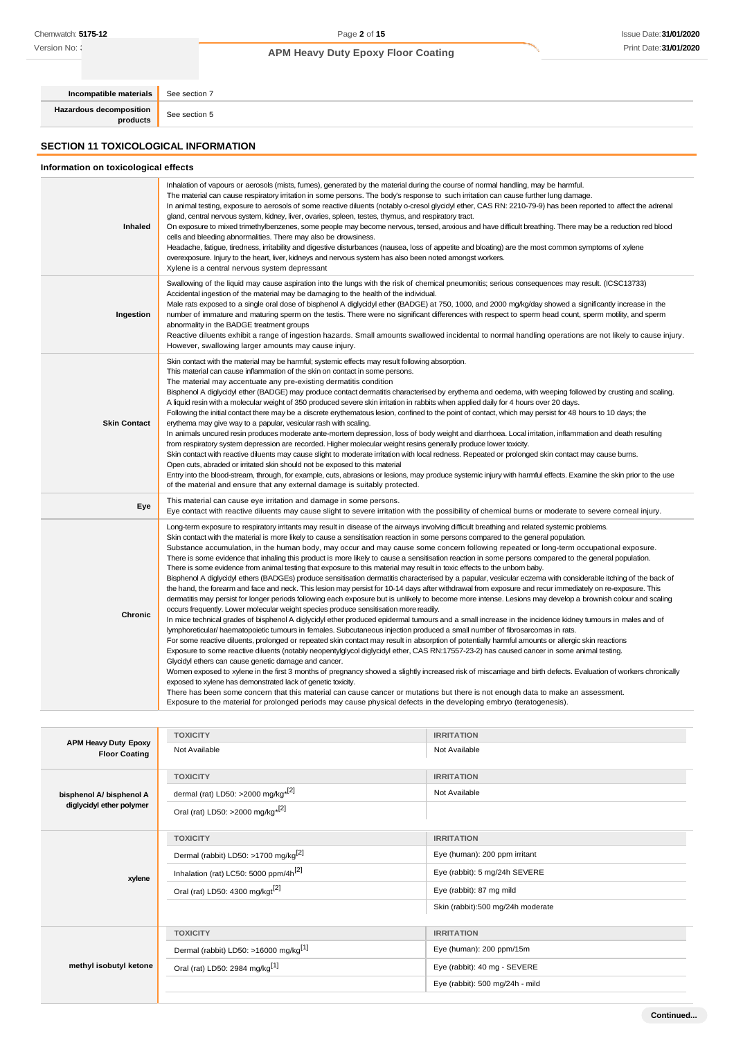| Incompatible materials | See section 7 |
|---|---|
| Hazardous decomposition products | See section 5 |

## SECTION 11 TOXICOLOGICAL INFORMATION

### Information on toxicological effects

| | |
|---|---|
| Inhaled | Inhalation of vapours or aerosols (mists, fumes), generated by the material during the course of normal handling, may be harmful.<br>The material can cause respiratory irritation in some persons. The body's response to such irritation can cause further lung damage.<br>In animal testing, exposure to aerosols of some reactive diluents (notably o-cresol glycidyl ether, CAS RN: 2210-79-9) has been reported to affect the adrenal gland, central nervous system, kidney, liver, ovaries, spleen, testes, thymus, and respiratory tract.<br>On exposure to mixed trimethylbenzenes, some people may become nervous, tensed, anxious and have difficult breathing. There may be a reduction red blood cells and bleeding abnormalities. There may also be drowsiness.<br>Headache, fatigue, tiredness, irritability and digestive disturbances (nausea, loss of appetite and bloating) are the most common symptoms of xylene overexposure. Injury to the heart, liver, kidneys and nervous system has also been noted amongst workers.<br>Xylene is a central nervous system depressant |
| Ingestion | Swallowing of the liquid may cause aspiration into the lungs with the risk of chemical pneumonitis; serious consequences may result. (ICSC13733)<br>Accidental ingestion of the material may be damaging to the health of the individual.<br>Male rats exposed to a single oral dose of bisphenol A diglycidyl ether (BADGE) at 750, 1000, and 2000 mg/kg/day showed a significantly increase in the number of immature and maturing sperm on the testis. There were no significant differences with respect to sperm head count, sperm motility, and sperm abnormality in the BADGE treatment groups<br>Reactive diluents exhibit a range of ingestion hazards. Small amounts swallowed incidental to normal handling operations are not likely to cause injury. However, swallowing larger amounts may cause injury. |
| Skin Contact | Skin contact with the material may be harmful; systemic effects may result following absorption.<br>This material can cause inflammation of the skin on contact in some persons.<br>The material may accentuate any pre-existing dermatitis condition<br>Bisphenol A diglycidyl ether (BADGE) may produce contact dermatitis characterised by erythema and oedema, with weeping followed by crusting and scaling.<br>A liquid resin with a molecular weight of 350 produced severe skin irritation in rabbits when applied daily for 4 hours over 20 days.<br>Following the initial contact there may be a discrete erythematous lesion, confined to the point of contact, which may persist for 48 hours to 10 days; the erythema may give way to a papular, vesicular rash with scaling.<br>In animals uncured resin produces moderate ante-mortem depression, loss of body weight and diarrhoea. Local irritation, inflammation and death resulting from respiratory system depression are recorded. Higher molecular weight resins generally produce lower toxicity.<br>Skin contact with reactive diluents may cause slight to moderate irritation with local redness. Repeated or prolonged skin contact may cause burns.<br>Open cuts, abraded or irritated skin should not be exposed to this material<br>Entry into the blood-stream, through, for example, cuts, abrasions or lesions, may produce systemic injury with harmful effects. Examine the skin prior to the use of the material and ensure that any external damage is suitably protected. |
| Eye | This material can cause eye irritation and damage in some persons.<br>Eye contact with reactive diluents may cause slight to severe irritation with the possibility of chemical burns or moderate to severe corneal injury. |
| Chronic | Long-term exposure to respiratory irritants may result in disease of the airways involving difficult breathing and related systemic problems.<br>Skin contact with the material is more likely to cause a sensitisation reaction in some persons compared to the general population.<br>Substance accumulation, in the human body, may occur and may cause some concern following repeated or long-term occupational exposure.<br>There is some evidence that inhaling this product is more likely to cause a sensitisation reaction in some persons compared to the general population.<br>There is some evidence from animal testing that exposure to this material may result in toxic effects to the unborn baby.<br>Bisphenol A diglycidyl ethers (BADGEs) produce sensitisation dermatitis characterised by a papular, vesicular eczema with considerable itching of the back of the hand, the forearm and face and neck. This lesion may persist for 10-14 days after withdrawal from exposure and recur immediately on re-exposure. This dermatitis may persist for longer periods following each exposure but is unlikely to become more intense. Lesions may develop a brownish colour and scaling occurs frequently. Lower molecular weight species produce sensitisation more readily.<br>In mice technical grades of bisphenol A diglycidyl ether produced epidermal tumours and a small increase in the incidence kidney tumours in males and of lymphoreticular/ haematopoietic tumours in females. Subcutaneous injection produced a small number of fibrosarcomas in rats.<br>For some reactive diluents, prolonged or repeated skin contact may result in absorption of potentially harmful amounts or allergic skin reactions<br>Exposure to some reactive diluents (notably neopentylglycol diglycidyl ether, CAS RN:17557-23-2) has caused cancer in some animal testing.<br>Glycidyl ethers can cause genetic damage and cancer.<br>Women exposed to xylene in the first 3 months of pregnancy showed a slightly increased risk of miscarriage and birth defects. Evaluation of workers chronically exposed to xylene has demonstrated lack of genetic toxicity.<br>There has been some concern that this material can cause cancer or mutations but there is not enough data to make an assessment.<br>Exposure to the material for prolonged periods may cause physical defects in the developing embryo (teratogenesis). |

| | TOXICITY | IRRITATION |
|---|---|---|
| APM Heavy Duty Epoxy Floor Coating | Not Available | Not Available |
| bisphenol A/ bisphenol A diglycidyl ether polymer | **TOXICITY** | **IRRITATION** |
| | dermal (rat) LD50: >2000 mg/kg*[2] | Not Available |
| | Oral (rat) LD50: >2000 mg/kg*[2] | |
| xylene | **TOXICITY** | **IRRITATION** |
| | Dermal (rabbit) LD50: >1700 mg/kg[2] | Eye (human): 200 ppm irritant |
| | Inhalation (rat) LC50: 5000 ppm/4h[2] | Eye (rabbit): 5 mg/24h SEVERE |
| | Oral (rat) LD50: 4300 mg/kgt[2] | Eye (rabbit): 87 mg mild |
| | | Skin (rabbit):500 mg/24h moderate |
| methyl isobutyl ketone | **TOXICITY** | **IRRITATION** |
| | Dermal (rabbit) LD50: >16000 mg/kg[1] | Eye (human): 200 ppm/15m |
| | Oral (rat) LD50: 2984 mg/kg[1] | Eye (rabbit): 40 mg - SEVERE |
| | | Eye (rabbit): 500 mg/24h - mild |

Continued...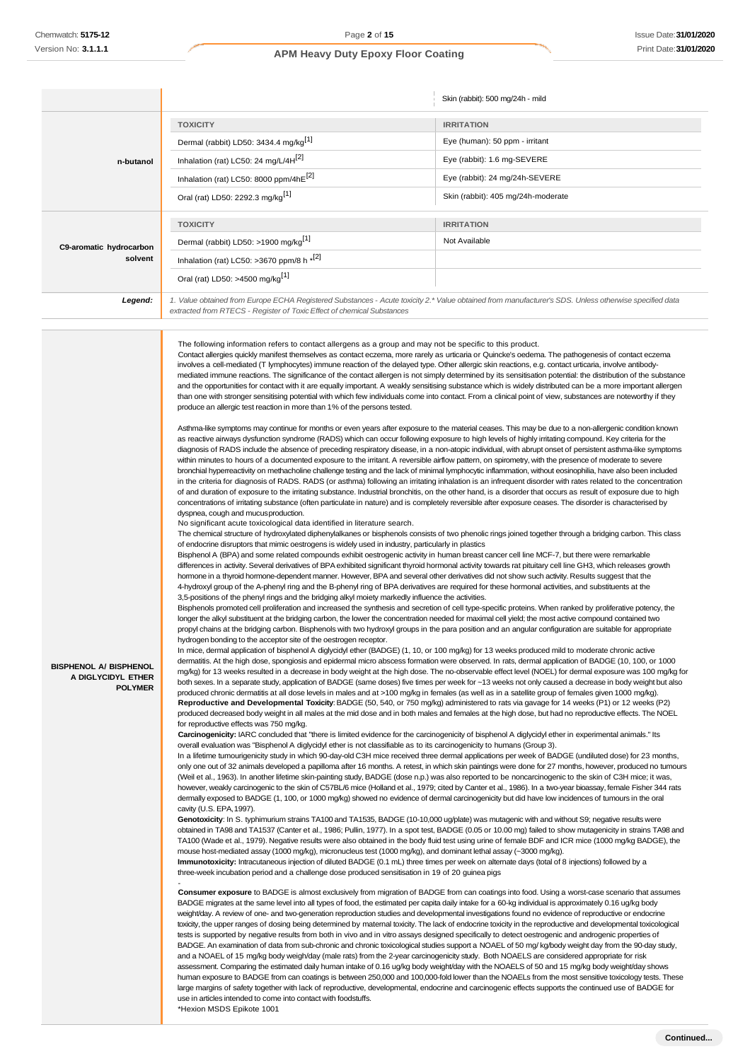| | | |
|---|---|---|
| | | Skin (rabbit): 500 mg/24h - mild |
| **n-butanol** | **TOXICITY** | **IRRITATION** |
| | Dermal (rabbit) LD50: 3434.4 mg/kg[1] | Eye (human): 50 ppm - irritant |
| | Inhalation (rat) LC50: 24 mg/L/4H[2] | Eye (rabbit): 1.6 mg-SEVERE |
| | Inhalation (rat) LC50: 8000 ppm/4hE[2] | Eye (rabbit): 24 mg/24h-SEVERE |
| | Oral (rat) LD50: 2292.3 mg/kg[1] | Skin (rabbit): 405 mg/24h-moderate |
| **C9-aromatic hydrocarbon solvent** | **TOXICITY** | **IRRITATION** |
| | Dermal (rabbit) LD50: >1900 mg/kg[1] | Not Available |
| | Inhalation (rat) LC50: >3670 ppm/8 h *[2] | |
| | Oral (rat) LD50: >4500 mg/kg[1] | |
| **Legend:** | *1. Value obtained from Europe ECHA Registered Substances - Acute toxicity 2.* Value obtained from manufacturer's SDS. Unless otherwise specified data extracted from RTECS - Register of Toxic Effect of chemical Substances* | |

**BISPHENOL A/ BISPHENOL A DIGLYCIDYL ETHER POLYMER**

The following information refers to contact allergens as a group and may not be specific to this product.
Contact allergies quickly manifest themselves as contact eczema, more rarely as urticaria or Quincke's oedema. The pathogenesis of contact eczema involves a cell-mediated (T lymphocytes) immune reaction of the delayed type. Other allergic skin reactions, e.g. contact urticaria, involve antibody-mediated immune reactions. The significance of the contact allergen is not simply determined by its sensitisation potential: the distribution of the substance and the opportunities for contact with it are equally important. A weakly sensitising substance which is widely distributed can be a more important allergen than one with stronger sensitising potential with which few individuals come into contact. From a clinical point of view, substances are noteworthy if they produce an allergic test reaction in more than 1% of the persons tested.

Asthma-like symptoms may continue for months or even years after exposure to the material ceases. This may be due to a non-allergenic condition known as reactive airways dysfunction syndrome (RADS) which can occur following exposure to high levels of highly irritating compound. Key criteria for the diagnosis of RADS include the absence of preceding respiratory disease, in a non-atopic individual, with abrupt onset of persistent asthma-like symptoms within minutes to hours of a documented exposure to the irritant. A reversible airflow pattern, on spirometry, with the presence of moderate to severe bronchial hyperreactivity on methacholine challenge testing and the lack of minimal lymphocytic inflammation, without eosinophilia, have also been included in the criteria for diagnosis of RADS. RADS (or asthma) following an irritating inhalation is an infrequent disorder with rates related to the concentration of and duration of exposure to the irritating substance. Industrial bronchitis, on the other hand, is a disorder that occurs as result of exposure due to high concentrations of irritating substance (often particulate in nature) and is completely reversible after exposure ceases. The disorder is characterised by dyspnea, cough and mucus production.
No significant acute toxicological data identified in literature search.
The chemical structure of hydroxylated diphenylalkanes or bisphenols consists of two phenolic rings joined together through a bridging carbon. This class of endocrine disruptors that mimic oestrogens is widely used in industry, particularly in plastics
Bisphenol A (BPA) and some related compounds exhibit oestrogenic activity in human breast cancer cell line MCF-7, but there were remarkable differences in activity. Several derivatives of BPA exhibited significant thyroid hormonal activity towards rat pituitary cell line GH3, which releases growth hormone in a thyroid hormone-dependent manner. However, BPA and several other derivatives did not show such activity. Results suggest that the 4-hydroxyl group of the A-phenyl ring and the B-phenyl ring of BPA derivatives are required for these hormonal activities, and substituents at the 3,5-positions of the phenyl rings and the bridging alkyl moiety markedly influence the activities.
Bisphenols promoted cell proliferation and increased the synthesis and secretion of cell type-specific proteins. When ranked by proliferative potency, the longer the alkyl substituent at the bridging carbon, the lower the concentration needed for maximal cell yield; the most active compound contained two propyl chains at the bridging carbon. Bisphenols with two hydroxyl groups in the para position and an angular configuration are suitable for appropriate hydrogen bonding to the acceptor site of the oestrogen receptor.
In mice, dermal application of bisphenol A diglycidyl ether (BADGE) (1, 10, or 100 mg/kg) for 13 weeks produced mild to moderate chronic active dermatitis. At the high dose, spongiosis and epidermal micro abscess formation were observed. In rats, dermal application of BADGE (10, 100, or 1000 mg/kg) for 13 weeks resulted in a decrease in body weight at the high dose. The no-observable effect level (NOEL) for dermal exposure was 100 mg/kg for both sexes. In a separate study, application of BADGE (same doses) five times per week for ~13 weeks not only caused a decrease in body weight but also produced chronic dermatitis at all dose levels in males and at >100 mg/kg in females (as well as in a satellite group of females given 1000 mg/kg).
**Reproductive and Developmental Toxicity**: BADGE (50, 540, or 750 mg/kg) administered to rats via gavage for 14 weeks (P1) or 12 weeks (P2) produced decreased body weight in all males at the mid dose and in both males and females at the high dose, but had no reproductive effects. The NOEL for reproductive effects was 750 mg/kg.
**Carcinogenicity:** IARC concluded that "there is limited evidence for the carcinogenicity of bisphenol A diglycidyl ether in experimental animals." Its overall evaluation was "Bisphenol A diglycidyl ether is not classifiable as to its carcinogenicity to humans (Group 3).
In a lifetime tumourigenicity study in which 90-day-old C3H mice received three dermal applications per week of BADGE (undiluted dose) for 23 months, only one out of 32 animals developed a papilloma after 16 months. A retest, in which skin paintings were done for 27 months, however, produced no tumours (Weil et al., 1963). In another lifetime skin-painting study, BADGE (dose n.p.) was also reported to be noncarcinogenic to the skin of C3H mice; it was, however, weakly carcinogenic to the skin of C57BL/6 mice (Holland et al., 1979; cited by Canter et al., 1986). In a two-year bioassay, female Fisher 344 rats dermally exposed to BADGE (1, 100, or 1000 mg/kg) showed no evidence of dermal carcinogenicity but did have low incidences of tumours in the oral cavity (U.S. EPA, 1997).
**Genotoxicity**: In S. typhimurium strains TA100 and TA1535, BADGE (10-10,000 ug/plate) was mutagenic with and without S9; negative results were obtained in TA98 and TA1537 (Canter et al., 1986; Pullin, 1977). In a spot test, BADGE (0.05 or 10.00 mg) failed to show mutagenicity in strains TA98 and TA100 (Wade et al., 1979). Negative results were also obtained in the body fluid test using urine of female BDF and ICR mice (1000 mg/kg BADGE), the mouse host-mediated assay (1000 mg/kg), micronucleus test (1000 mg/kg), and dominant lethal assay (~3000 mg/kg).
**Immunotoxicity:** Intracutaneous injection of diluted BADGE (0.1 mL) three times per week on alternate days (total of 8 injections) followed by a three-week incubation period and a challenge dose produced sensitisation in 19 of 20 guinea pigs
-
**Consumer exposure** to BADGE is almost exclusively from migration of BADGE from can coatings into food. Using a worst-case scenario that assumes BADGE migrates at the same level into all types of food, the estimated per capita daily intake for a 60-kg individual is approximately 0.16 ug/kg body weight/day. A review of one- and two-generation reproduction studies and developmental investigations found no evidence of reproductive or endocrine toxicity, the upper ranges of dosing being determined by maternal toxicity. The lack of endocrine toxicity in the reproductive and developmental toxicological tests is supported by negative results from both in vivo and in vitro assays designed specifically to detect oestrogenic and androgenic properties of BADGE. An examination of data from sub-chronic and chronic toxicological studies support a NOAEL of 50 mg/ kg/body weight day from the 90-day study, and a NOAEL of 15 mg/kg body weigh/day (male rats) from the 2-year carcinogenicity study. Both NOAELS are considered appropriate for risk assessment. Comparing the estimated daily human intake of 0.16 ug/kg body weight/day with the NOAELS of 50 and 15 mg/kg body weight/day shows human exposure to BADGE from can coatings is between 250,000 and 100,000-fold lower than the NOAELs from the most sensitive toxicology tests. These large margins of safety together with lack of reproductive, developmental, endocrine and carcinogenic effects supports the continued use of BADGE for use in articles intended to come into contact with foodstuffs.
*Hexion MSDS Epikote 1001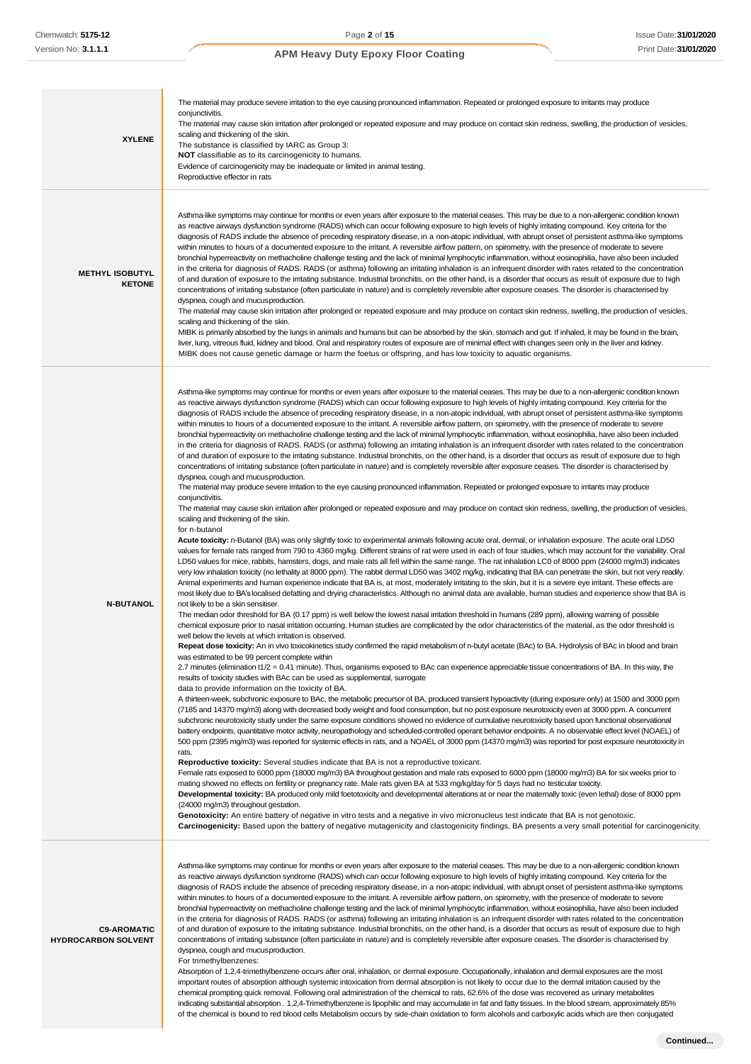| | |
|---|---|
| **XYLENE** | The material may produce severe irritation to the eye causing pronounced inflammation. Repeated or prolonged exposure to irritants may produce conjunctivitis.<br>The material may cause skin irritation after prolonged or repeated exposure and may produce on contact skin redness, swelling, the production of vesicles, scaling and thickening of the skin.<br>The substance is classified by IARC as Group 3:<br>**NOT** classifiable as to its carcinogenicity to humans.<br>Evidence of carcinogenicity may be inadequate or limited in animal testing.<br>Reproductive effector in rats |
| **METHYL ISOBUTYL KETONE** | Asthma-like symptoms may continue for months or even years after exposure to the material ceases. This may be due to a non-allergenic condition known as reactive airways dysfunction syndrome (RADS) which can occur following exposure to high levels of highly irritating compound. Key criteria for the diagnosis of RADS include the absence of preceding respiratory disease, in a non-atopic individual, with abrupt onset of persistent asthma-like symptoms within minutes to hours of a documented exposure to the irritant. A reversible airflow pattern, on spirometry, with the presence of moderate to severe bronchial hyperreactivity on methacholine challenge testing and the lack of minimal lymphocytic inflammation, without eosinophilia, have also been included in the criteria for diagnosis of RADS. RADS (or asthma) following an irritating inhalation is an infrequent disorder with rates related to the concentration of and duration of exposure to the irritating substance. Industrial bronchitis, on the other hand, is a disorder that occurs as result of exposure due to high concentrations of irritating substance (often particulate in nature) and is completely reversible after exposure ceases. The disorder is characterised by dyspnea, cough and mucus production.<br>The material may cause skin irritation after prolonged or repeated exposure and may produce on contact skin redness, swelling, the production of vesicles, scaling and thickening of the skin.<br>MIBK is primarily absorbed by the lungs in animals and humans but can be absorbed by the skin, stomach and gut. If inhaled, it may be found in the brain, liver, lung, vitreous fluid, kidney and blood. Oral and respiratory routes of exposure are of minimal effect with changes seen only in the liver and kidney.<br>MIBK does not cause genetic damage or harm the foetus or offspring, and has low toxicity to aquatic organisms. |
| **N-BUTANOL** | Asthma-like symptoms may continue for months or even years after exposure to the material ceases. This may be due to a non-allergenic condition known as reactive airways dysfunction syndrome (RADS) which can occur following exposure to high levels of highly irritating compound. Key criteria for the diagnosis of RADS include the absence of preceding respiratory disease, in a non-atopic individual, with abrupt onset of persistent asthma-like symptoms within minutes to hours of a documented exposure to the irritant. A reversible airflow pattern, on spirometry, with the presence of moderate to severe bronchial hyperreactivity on methacholine challenge testing and the lack of minimal lymphocytic inflammation, without eosinophilia, have also been included in the criteria for diagnosis of RADS. RADS (or asthma) following an irritating inhalation is an infrequent disorder with rates related to the concentration of and duration of exposure to the irritating substance. Industrial bronchitis, on the other hand, is a disorder that occurs as result of exposure due to high concentrations of irritating substance (often particulate in nature) and is completely reversible after exposure ceases. The disorder is characterised by dyspnea, cough and mucus production.<br>The material may produce severe irritation to the eye causing pronounced inflammation. Repeated or prolonged exposure to irritants may produce conjunctivitis.<br>The material may cause skin irritation after prolonged or repeated exposure and may produce on contact skin redness, swelling, the production of vesicles, scaling and thickening of the skin.<br>for n-butanol<br>**Acute toxicity:** n-Butanol (BA) was only slightly toxic to experimental animals following acute oral, dermal, or inhalation exposure. The acute oral LD50 values for female rats ranged from 790 to 4360 mg/kg. Different strains of rat were used in each of four studies, which may account for the variability. Oral LD50 values for mice, rabbits, hamsters, dogs, and male rats all fell within the same range. The rat inhalation LC0 of 8000 ppm (24000 mg/m3) indicates very low inhalation toxicity (no lethality at 8000 ppm). The rabbit dermal LD50 was 3402 mg/kg, indicating that BA can penetrate the skin, but not very readily. Animal experiments and human experience indicate that BA is, at most, moderately irritating to the skin, but it is a severe eye irritant. These effects are most likely due to BA's localised defatting and drying characteristics. Although no animal data are available, human studies and experience show that BA is not likely to be a skin sensitiser.<br>The median odor threshold for BA (0.17 ppm) is well below the lowest nasal irritation threshold in humans (289 ppm), allowing warning of possible chemical exposure prior to nasal irritation occurring. Human studies are complicated by the odor characteristics of the material, as the odor threshold is well below the levels at which irritation is observed.<br>**Repeat dose toxicity:** An in vivo toxicokinetics study confirmed the rapid metabolism of n-butyl acetate (BAc) to BA. Hydrolysis of BAc in blood and brain was estimated to be 99 percent complete within<br>2.7 minutes (elimination t1/2 = 0.41 minute). Thus, organisms exposed to BAc can experience appreciable tissue concentrations of BA. In this way, the results of toxicity studies with BAc can be used as supplemental, surrogate<br>data to provide information on the toxicity of BA.<br>A thirteen-week, subchronic exposure to BAc, the metabolic precursor of BA, produced transient hypoactivity (during exposure only) at 1500 and 3000 ppm (7185 and 14370 mg/m3) along with decreased body weight and food consumption, but no post exposure neurotoxicity even at 3000 ppm. A concurrent subchronic neurotoxicity study under the same exposure conditions showed no evidence of cumulative neurotoxicity based upon functional observational battery endpoints, quantitative motor activity, neuropathology and scheduled-controlled operant behavior endpoints. A no observable effect level (NOAEL) of 500 ppm (2395 mg/m3) was reported for systemic effects in rats, and a NOAEL of 3000 ppm (14370 mg/m3) was reported for post exposure neurotoxicity in rats.<br>**Reproductive toxicity:** Several studies indicate that BA is not a reproductive toxicant.<br>Female rats exposed to 6000 ppm (18000 mg/m3) BA throughout gestation and male rats exposed to 6000 ppm (18000 mg/m3) BA for six weeks prior to mating showed no effects on fertility or pregnancy rate. Male rats given BA at 533 mg/kg/day for 5 days had no testicular toxicity.<br>**Developmental toxicity:** BA produced only mild foetotoxicity and developmental alterations at or near the maternally toxic (even lethal) dose of 8000 ppm (24000 mg/m3) throughout gestation.<br>**Genotoxicity:** An entire battery of negative in vitro tests and a negative in vivo micronucleus test indicate that BA is not genotoxic.<br>**Carcinogenicity:** Based upon the battery of negative mutagenicity and clastogenicity findings, BA presents a very small potential for carcinogenicity. |
| **C9-AROMATIC HYDROCARBON SOLVENT** | Asthma-like symptoms may continue for months or even years after exposure to the material ceases. This may be due to a non-allergenic condition known as reactive airways dysfunction syndrome (RADS) which can occur following exposure to high levels of highly irritating compound. Key criteria for the diagnosis of RADS include the absence of preceding respiratory disease, in a non-atopic individual, with abrupt onset of persistent asthma-like symptoms within minutes to hours of a documented exposure to the irritant. A reversible airflow pattern, on spirometry, with the presence of moderate to severe bronchial hyperreactivity on methacholine challenge testing and the lack of minimal lymphocytic inflammation, without eosinophilia, have also been included in the criteria for diagnosis of RADS. RADS (or asthma) following an irritating inhalation is an infrequent disorder with rates related to the concentration of and duration of exposure to the irritating substance. Industrial bronchitis, on the other hand, is a disorder that occurs as result of exposure due to high concentrations of irritating substance (often particulate in nature) and is completely reversible after exposure ceases. The disorder is characterised by dyspnea, cough and mucus production.<br>For trimethylbenzenes:<br>Absorption of 1,2,4-trimethylbenzene occurs after oral, inhalation, or dermal exposure. Occupationally, inhalation and dermal exposures are the most important routes of absorption although systemic intoxication from dermal absorption is not likely to occur due to the dermal irritation caused by the chemical prompting quick removal. Following oral administration of the chemical to rats, 62.6% of the dose was recovered as urinary metabolites indicating substantial absorption . 1,2,4-Trimethylbenzene is lipophilic and may accumulate in fat and fatty tissues. In the blood stream, approximately 85% of the chemical is bound to red blood cells Metabolism occurs by side-chain oxidation to form alcohols and carboxylic acids which are then conjugated |

Continued...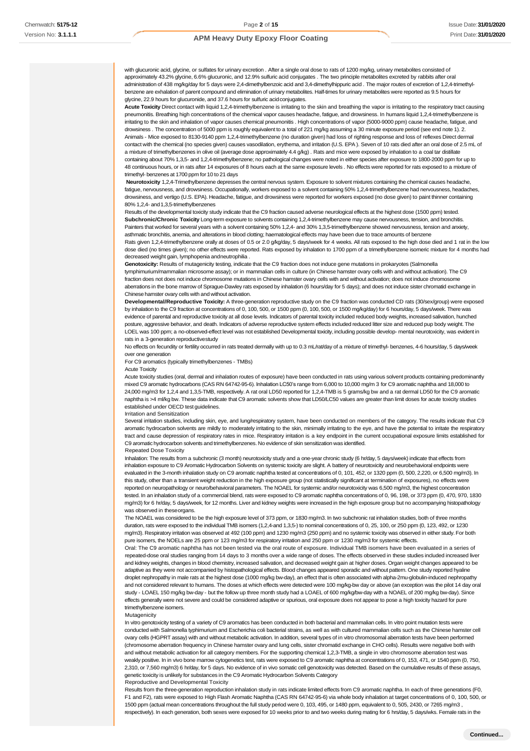with glucuronic acid, glycine, or sulfates for urinary excretion . After a single oral dose to rats of 1200 mg/kg, urinary metabolites consisted of approximately 43.2% glycine, 6.6% glucuronic, and 12.9% sulfuric acid conjugates . The two principle metabolites excreted by rabbits after oral administration of 438 mg/kg/day for 5 days were 2,4-dimethylbenzoic acid and 3,4-dimethylhippuric acid . The major routes of excretion of 1,2,4-trimethylbenzene are exhalation of parent compound and elimination of urinary metabolites. Half-times for urinary metabolites were reported as 9.5 hours for glycine, 22.9 hours for glucuronide, and 37.6 hours for sulfuric acid conjugates.

**Acute Toxicity** Direct contact with liquid 1,2,4-trimethylbenzene is irritating to the skin and breathing the vapor is irritating to the respiratory tract causing pneumonitis. Breathing high concentrations of the chemical vapor causes headache, fatigue, and drowsiness. In humans liquid 1,2,4-trimethylbenzene is irritating to the skin and inhalation of vapor causes chemical pneumonitis . High concentrations of vapor (5000-9000 ppm) cause headache, fatigue, and drowsiness . The concentration of 5000 ppm is roughly equivalent to a total of 221 mg/kg assuming a 30 minute exposure period (see end note 1). 2. Animals - Mice exposed to 8130-9140 ppm 1,2,4-trimethylbenzene (no duration given) had loss of righting response and loss of reflexes Direct dermal contact with the chemical (no species given) causes vasodilation, erythema, and irritation (U.S. EPA ). Seven of 10 rats died after an oral dose of 2.5 mL of a mixture of trimethylbenzenes in olive oil (average dose approximately 4.4 g/kg) . Rats and mice were exposed by inhalation to a coal tar distillate containing about 70% 1,3,5- and 1,2,4-trimethylbenzene; no pathological changes were noted in either species after exposure to 1800-2000 ppm for up to 48 continuous hours, or in rats after 14 exposures of 8 hours each at the same exposure levels . No effects were reported for rats exposed to a mixture of trimethyl- benzenes at 1700 ppm for 10 to 21 days

**Neurotoxicity** 1,2,4-Trimethylbenzene depresses the central nervous system. Exposure to solvent mixtures containing the chemical causes headache, fatigue, nervousness, and drowsiness. Occupationally, workers exposed to a solvent containing 50% 1,2,4-trimethylbenzene had nervousness, headaches, drowsiness, and vertigo (U.S. EPA). Headache, fatigue, and drowsiness were reported for workers exposed (no dose given) to paint thinner containing 80% 1,2,4- and 1,3,5-trimethylbenzenes

Results of the developmental toxicity study indicate that the C9 fraction caused adverse neurological effects at the highest dose (1500 ppm) tested.

**Subchronic/Chronic Toxicity** Long-term exposure to solvents containing 1,2,4-trimethylbenzene may cause nervousness, tension, and bronchitis. Painters that worked for several years with a solvent containing 50% 1,2,4- and 30% 1,3,5-trimethylbenzene showed nervousness, tension and anxiety, asthmatic bronchitis, anemia, and alterations in blood clotting; haematological effects may have been due to trace amounts of benzene

Rats given 1,2,4-trimethylbenzene orally at doses of 0.5 or 2.0 g/kg/day, 5 days/week for 4 weeks. All rats exposed to the high dose died and 1 rat in the low dose died (no times given); no other effects were reported. Rats exposed by inhalation to 1700 ppm of a trimethylbenzene isomeric mixture for 4 months had decreased weight gain, lymphopenia and neutrophilia .

**Genotoxicity:** Results of mutagenicity testing, indicate that the C9 fraction does not induce gene mutations in prokaryotes (Salmonella tymphimurium/mammalian microsome assay); or in mammalian cells in culture (in Chinese hamster ovary cells with and without activation). The C9 fraction does not does not induce chromosome mutations in Chinese hamster ovary cells with and without activation; does not induce chromosome aberrations in the bone marrow of Sprague-Dawley rats exposed by inhalation (6 hours/day for 5 days); and does not induce sister chromatid exchange in Chinese hamster ovary cells with and without activation.

**Developmental/Reproductive Toxicity:** A three-generation reproductive study on the C9 fraction was conducted CD rats (30/sex/group) were exposed by inhalation to the C9 fraction at concentrations of 0, 100, 500, or 1500 ppm (0, 100, 500, or 1500 mg/kg/day) for 6 hours/day, 5 days/week. There was evidence of parental and reproductive toxicity at all dose levels. Indicators of parental toxicity included reduced body weights, increased salivation, hunched posture, aggressive behavior, and death. Indicators of adverse reproductive system effects included reduced litter size and reduced pup body weight. The LOEL was 100 ppm; a no-observed-effect level was not established Developmental toxicity, including possible develop- mental neurotoxicity, was evident in rats in a 3-generation reproductive study

No effects on fecundity or fertility occurred in rats treated dermally with up to 0.3 mL/rat/day of a mixture of trimethyl- benzenes, 4-6 hours/day, 5 days/week over one generation

For C9 aromatics (typically trimethylbenzenes - TMBs)

Acute Toxicity

Acute toxicity studies (oral, dermal and inhalation routes of exposure) have been conducted in rats using various solvent products containing predominantly mixed C9 aromatic hydrocarbons (CAS RN 64742-95-6). Inhalation LC50's range from 6,000 to 10,000 mg/m 3 for C9 aromatic naphtha and 18,000 to 24,000 mg/m3 for 1,2,4 and 1,3,5-TMB, respectively. A rat oral LD50 reported for 1,2,4-TMB is 5 grams/kg bw and a rat dermal LD50 for the C9 aromatic naphtha is >4 ml/kg bw. These data indicate that C9 aromatic solvents show that LD50/LC50 values are greater than limit doses for acute toxicity studies established under OECD test guidelines.

Irritation and Sensitization

Several irritation studies, including skin, eye, and lung/respiratory system, have been conducted on members of the category. The results indicate that C9 aromatic hydrocarbon solvents are mildly to moderately irritating to the skin, minimally irritating to the eye, and have the potential to irritate the respiratory tract and cause depression of respiratory rates in mice. Respiratory irritation is a key endpoint in the current occupational exposure limits established for C9 aromatic hydrocarbon solvents and trimethylbenzenes. No evidence of skin sensitization was identified.

Repeated Dose Toxicity

Inhalation: The results from a subchronic (3 month) neurotoxicity study and a one-year chronic study (6 hr/day, 5 days/week) indicate that effects from inhalation exposure to C9 Aromatic Hydrocarbon Solvents on systemic toxicity are slight. A battery of neurotoxicity and neurobehavioral endpoints were evaluated in the 3-month inhalation study on C9 aromatic naphtha tested at concentrations of 0, 101, 452, or 1320 ppm (0, 500, 2,220, or 6,500 mg/m3). In this study, other than a transient weight reduction in the high exposure group (not statistically significant at termination of exposures), no effects were reported on neuropathology or neuro/behavioral parameters. The NOAEL for systemic and/or neurotoxicity was 6,500 mg/m3, the highest concentration tested. In an inhalation study of a commercial blend, rats were exposed to C9 aromatic naphtha concentrations of 0, 96, 198, or 373 ppm (0, 470, 970, 1830 mg/m3) for 6 hr/day, 5 days/week, for 12 months. Liver and kidney weights were increased in the high exposure group but no accompanying histopathology was observed in these organs.

The NOAEL was considered to be the high exposure level of 373 ppm, or 1830 mg/m3. In two subchronic rat inhalation studies, both of three months duration, rats were exposed to the individual TMB isomers (1,2,4-and 1,3,5-) to nominal concentrations of 0, 25, 100, or 250 ppm (0, 123, 492, or 1230 mg/m3). Respiratory irritation was observed at 492 (100 ppm) and 1230 mg/m3 (250 ppm) and no systemic toxicity was observed in either study. For both pure isomers, the NOELs are 25 ppm or 123 mg/m3 for respiratory irritation and 250 ppm or 1230 mg/m3 for systemic effects.

Oral: The C9 aromatic naphtha has not been tested via the oral route of exposure. Individual TMB isomers have been evaluated in a series of repeated-dose oral studies ranging from 14 days to 3 months over a wide range of doses. The effects observed in these studies included increased liver and kidney weights, changes in blood chemistry, increased salivation, and decreased weight gain at higher doses. Organ weight changes appeared to be adaptive as they were not accompanied by histopathological effects. Blood changes appeared sporadic and without pattern. One study reported hyaline droplet nephropathy in male rats at the highest dose (1000 mg/kg bw-day), an effect that is often associated with alpha-2mu-globulin-induced nephropathy and not considered relevant to humans. The doses at which effects were detected were 100 mg/kg-bw day or above (an exception was the pilot 14 day oral study - LOAEL 150 mg/kg bw-day - but the follow up three month study had a LOAEL of 600 mg/kg/bw-day with a NOAEL of 200 mg/kg bw-day). Since effects generally were not severe and could be considered adaptive or spurious, oral exposure does not appear to pose a high toxicity hazard for pure trimethylbenzene isomers.

Mutagenicity

In vitro genotoxicity testing of a variety of C9 aromatics has been conducted in both bacterial and mammalian cells. In vitro point mutation tests were conducted with Salmonella typhimurium and Escherichia coli bacterial strains, as well as with cultured mammalian cells such as the Chinese hamster cell ovary cells (HGPRT assay) with and without metabolic activation. In addition, several types of in vitro chromosomal aberration tests have been performed (chromosome aberration frequency in Chinese hamster ovary and lung cells, sister chromatid exchange in CHO cells). Results were negative both with and without metabolic activation for all category members. For the supporting chemical 1,2,3-TMB, a single in vitro chromosome aberration test was weakly positive. In in vivo bone marrow cytogenetics test, rats were exposed to C9 aromatic naphtha at concentrations of 0, 153, 471, or 1540 ppm (0, 750, 2,310, or 7,560 mg/m3) 6 hr/day, for 5 days. No evidence of in vivo somatic cell genotoxicity was detected. Based on the cumulative results of these assays, genetic toxicity is unlikely for substances in the C9 Aromatic Hydrocarbon Solvents Category

Reproductive and Developmental Toxicity

Results from the three-generation reproduction inhalation study in rats indicate limited effects from C9 aromatic naphtha. In each of three generations (F0, F1 and F2), rats were exposed to High Flash Aromatic Naphtha (CAS RN 64742-95-6) via whole body inhalation at target concentrations of 0, 100, 500, or 1500 ppm (actual mean concentrations throughout the full study period were 0, 103, 495, or 1480 ppm, equivalent to 0, 505, 2430, or 7265 mg/m3 , respectively). In each generation, both sexes were exposed for 10 weeks prior to and two weeks during mating for 6 hrs/day, 5 days/wks. Female rats in the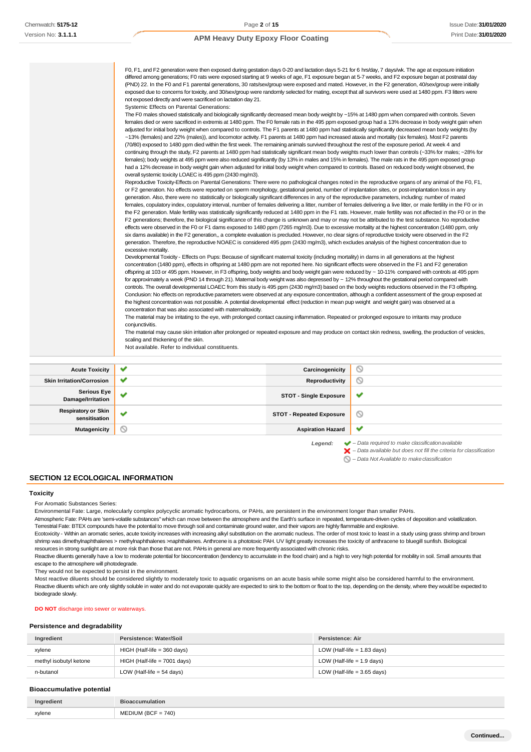F0, F1, and F2 generation were then exposed during gestation days 0-20 and lactation days 5-21 for 6 hrs/day, 7 days/wk. The age at exposure initiation differed among generations; F0 rats were exposed starting at 9 weeks of age, F1 exposure began at 5-7 weeks, and F2 exposure began at postnatal day (PND) 22. In the F0 and F1 parental generations, 30 rats/sex/group were exposed and mated. However, in the F2 generation, 40/sex/group were initially exposed due to concerns for toxicity, and 30/sex/group were randomly selected for mating, except that all survivors were used at 1480 ppm. F3 litters were not exposed directly and were sacrificed on lactation day 21.

Systemic Effects on Parental Generations:

The F0 males showed statistically and biologically significantly decreased mean body weight by ~15% at 1480 ppm when compared with controls. Seven females died or were sacrificed in extremis at 1480 ppm. The F0 female rats in the 495 ppm exposed group had a 13% decrease in body weight gain when adjusted for initial body weight when compared to controls. The F1 parents at 1480 ppm had statistically significantly decreased mean body weights (by ~13% (females) and 22% (males)), and locomotor activity. F1 parents at 1480 ppm had increased ataxia and mortality (six females). Most F2 parents (70/80) exposed to 1480 ppm died within the first week. The remaining animals survived throughout the rest of the exposure period. At week 4 and continuing through the study, F2 parents at 1480 ppm had statistically significant mean body weights much lower than controls (~33% for males; ~28% for females); body weights at 495 ppm were also reduced significantly (by 13% in males and 15% in females). The male rats in the 495 ppm exposed group had a 12% decrease in body weight gain when adjusted for initial body weight when compared to controls. Based on reduced body weight observed, the overall systemic toxicity LOAEC is 495 ppm (2430 mg/m3).

Reproductive Toxicity-Effects on Parental Generations: There were no pathological changes noted in the reproductive organs of any animal of the F0, F1, or F2 generation. No effects were reported on sperm morphology, gestational period, number of implantation sites, or post-implantation loss in any generation. Also, there were no statistically or biologically significant differences in any of the reproductive parameters, including: number of mated females, copulatory index, copulatory interval, number of females delivering a litter, number of females delivering a live litter, or male fertility in the F0 or in the F2 generation. Male fertility was statistically significantly reduced at 1480 ppm in the F1 rats. However, male fertility was not affected in the F0 or in the F2 generations; therefore, the biological significance of this change is unknown and may or may not be attributed to the test substance. No reproductive effects were observed in the F0 or F2 dams exposed to 1480 ppm (7265 mg/m3). Due to excessive mortality at the highest concentration (1480 ppm, only six dams available) in the F2 generation,, a complete evaluation is precluded. However, no clear signs of reproductive toxicity were observed in the F2 generation. Therefore, the reproductive NOAEC is considered 495 ppm (2430 mg/m3), which excludes analysis of the highest concentration due to excessive mortality.

Developmental Toxicity - Effects on Pups: Because of significant maternal toxicity (including mortality) in dams in all generations at the highest concentration (1480 ppm), effects in offspring at 1480 ppm are not reported here. No significant effects were observed in the F1 and F2 generation offspring at 103 or 495 ppm. However, in F3 offspring, body weights and body weight gain were reduced by ~ 10-11% compared with controls at 495 ppm for approximately a week (PND 14 through 21). Maternal body weight was also depressed by ~ 12% throughout the gestational period compared with controls. The overall developmental LOAEC from this study is 495 ppm (2430 mg/m3) based on the body weights reductions observed in the F3 offspring. Conclusion: No effects on reproductive parameters were observed at any exposure concentration, although a confident assessment of the group exposed at the highest concentration was not possible. A potential developmental effect (reduction in mean pup weight and weight gain) was observed at a concentration that was also associated with maternaltoxicity.

The material may be irritating to the eye, with prolonged contact causing inflammation. Repeated or prolonged exposure to irritants may produce conjunctivitis.

The material may cause skin irritation after prolonged or repeated exposure and may produce on contact skin redness, swelling, the production of vesicles, scaling and thickening of the skin.

Not available. Refer to individual constituents.

| | | | |
|---|---|---|---|
| **Acute Toxicity** | ✔ | **Carcinogenicity** | ⃠ |
| **Skin Irritation/Corrosion** | ✔ | **Reproductivity** | ⃠ |
| **Serious Eye Damage/Irritation** | ✔ | **STOT - Single Exposure** | ✔ |
| **Respiratory or Skin sensitisation** | ✔ | **STOT - Repeated Exposure** | ⃠ |
| **Mutagenicity** | ⃠ | **Aspiration Hazard** | ✔ |

*Legend:* ✔ *– Data required to make classification available*
✘ *– Data available but does not fill the criteria for classification*
⃠ *– Data Not Available to make classification*

## SECTION 12 ECOLOGICAL INFORMATION

### Toxicity

For Aromatic Substances Series:

Environmental Fate: Large, molecularly complex polycyclic aromatic hydrocarbons, or PAHs, are persistent in the environment longer than smaller PAHs.

Atmospheric Fate: PAHs are 'semi-volatile substances" which can move between the atmosphere and the Earth's surface in repeated, temperature-driven cycles of deposition and volatilization.

Terrestrial Fate: BTEX compounds have the potential to move through soil and contaminate ground water, and their vapors are highly flammable and explosive.

Ecotoxicity - Within an aromatic series, acute toxicity increases with increasing alkyl substitution on the aromatic nucleus. The order of most toxic to least in a study using grass shrimp and brown shrimp was dimethylnaphthalenes > methylnaphthalenes >naphthalenes. Anthrcene is a phototoxic PAH. UV light greatly increases the toxicity of anthracene to bluegill sunfish. Biological resources in strong sunlight are at more risk than those that are not. PAHs in general are more frequently associated with chronic risks.

Reactive diluents generally have a low to moderate potential for bioconcentration (tendency to accumulate in the food chain) and a high to very high potential for mobility in soil. Small amounts that escape to the atmosphere will photodegrade.

They would not be expected to persist in the environment.

Most reactive diluents should be considered slightly to moderately toxic to aquatic organisms on an acute basis while some might also be considered harmful to the environment.

Reactive diluents which are only slightly soluble in water and do not evaporate quickly are expected to sink to the bottom or float to the top, depending on the density, where they would be expected to biodegrade slowly.

**DO NOT** discharge into sewer or waterways.

### Persistence and degradability

| Ingredient | Persistence: Water/Soil | Persistence: Air |
|---|---|---|
| xylene | HIGH (Half-life = 360 days) | LOW (Half-life = 1.83 days) |
| methyl isobutyl ketone | HIGH (Half-life = 7001 days) | LOW (Half-life = 1.9 days) |
| n-butanol | LOW (Half-life = 54 days) | LOW (Half-life = 3.65 days) |

### Bioaccumulative potential

| Ingredient | Bioaccumulation |
|---|---|
| xylene | MEDIUM (BCF = 740) |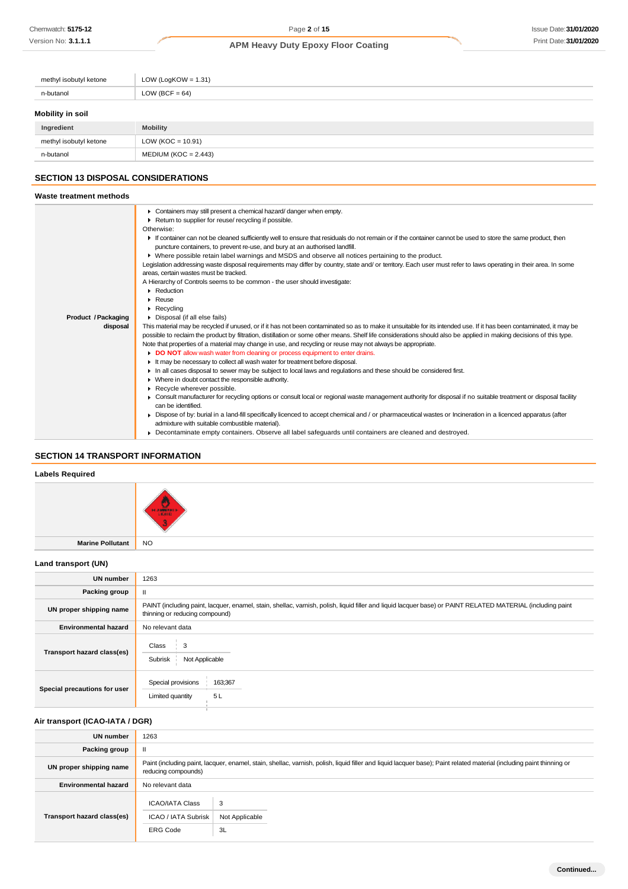| | |
|---|---|
| methyl isobutyl ketone | LOW (LogKOW = 1.31) |
| n-butanol | LOW (BCF = 64) |

### Mobility in soil

| Ingredient | Mobility |
|---|---|
| methyl isobutyl ketone | LOW (KOC = 10.91) |
| n-butanol | MEDIUM (KOC = 2.443) |

## SECTION 13 DISPOSAL CONSIDERATIONS

### Waste treatment methods

| | |
|---|---|
| **Product / Packaging disposal** | ▸ Containers may still present a chemical hazard/ danger when empty.<br>▸ Return to supplier for reuse/ recycling if possible.<br>Otherwise:<br>▸ If container can not be cleaned sufficiently well to ensure that residuals do not remain or if the container cannot be used to store the same product, then puncture containers, to prevent re-use, and bury at an authorised landfill.<br>▸ Where possible retain label warnings and MSDS and observe all notices pertaining to the product.<br>Legislation addressing waste disposal requirements may differ by country, state and/ or territory. Each user must refer to laws operating in their area. In some areas, certain wastes must be tracked.<br>A Hierarchy of Controls seems to be common - the user should investigate:<br>▸ Reduction<br>▸ Reuse<br>▸ Recycling<br>▸ Disposal (if all else fails)<br>This material may be recycled if unused, or if it has not been contaminated so as to make it unsuitable for its intended use. If it has been contaminated, it may be possible to reclaim the product by filtration, distillation or some other means. Shelf life considerations should also be applied in making decisions of this type. Note that properties of a material may change in use, and recycling or reuse may not always be appropriate.<br>▸ **DO NOT** allow wash water from cleaning or process equipment to enter drains.<br>▸ It may be necessary to collect all wash water for treatment before disposal.<br>▸ In all cases disposal to sewer may be subject to local laws and regulations and these should be considered first.<br>▸ Where in doubt contact the responsible authority.<br>▸ Recycle wherever possible.<br>▸ Consult manufacturer for recycling options or consult local or regional waste management authority for disposal if no suitable treatment or disposal facility can be identified.<br>▸ Dispose of by: burial in a land-fill specifically licenced to accept chemical and / or pharmaceutical wastes or Incineration in a licenced apparatus (after admixture with suitable combustible material).<br>▸ Decontaminate empty containers. Observe all label safeguards until containers are cleaned and destroyed. |

## SECTION 14 TRANSPORT INFORMATION

### Labels Required

| | |
|---|---|
| | FLAMMABLE LIQUID 3 |
| **Marine Pollutant** | NO |

### Land transport (UN)

| | |
|---|---|
| **UN number** | 1263 |
| **Packing group** | II |
| **UN proper shipping name** | PAINT (including paint, lacquer, enamel, stain, shellac, varnish, polish, liquid filler and liquid lacquer base) or PAINT RELATED MATERIAL (including paint thinning or reducing compound) |
| **Environmental hazard** | No relevant data |
| **Transport hazard class(es)** | Class: 3<br>Subrisk: Not Applicable |
| **Special precautions for user** | Special provisions: 163;367<br>Limited quantity: 5 L |

### Air transport (ICAO-IATA / DGR)

| | |
|---|---|
| **UN number** | 1263 |
| **Packing group** | II |
| **UN proper shipping name** | Paint (including paint, lacquer, enamel, stain, shellac, varnish, polish, liquid filler and liquid lacquer base); Paint related material (including paint thinning or reducing compounds) |
| **Environmental hazard** | No relevant data |
| **Transport hazard class(es)** | ICAO/IATA Class: 3<br>ICAO / IATA Subrisk: Not Applicable<br>ERG Code: 3L |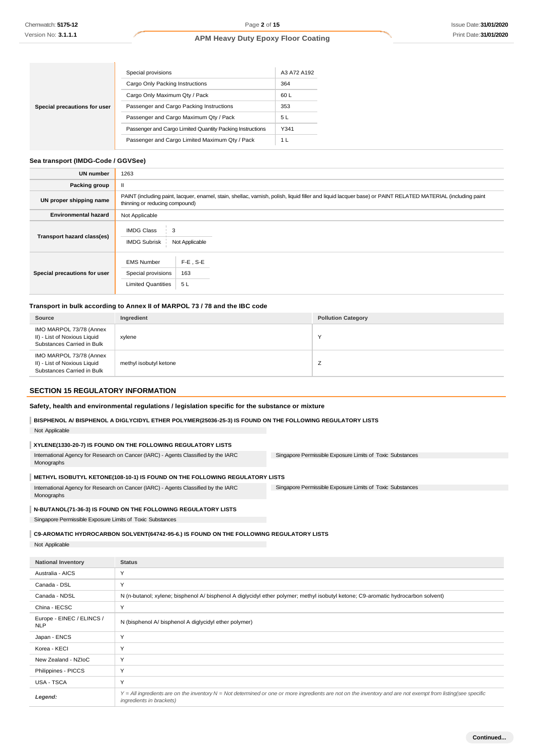| Special precautions for user | |
|---|---|
| Special provisions | A3 A72 A192 |
| Cargo Only Packing Instructions | 364 |
| Cargo Only Maximum Qty / Pack | 60 L |
| Passenger and Cargo Packing Instructions | 353 |
| Passenger and Cargo Maximum Qty / Pack | 5 L |
| Passenger and Cargo Limited Quantity Packing Instructions | Y341 |
| Passenger and Cargo Limited Maximum Qty / Pack | 1 L |

### Sea transport (IMDG-Code / GGVSee)

| | |
|---|---|
| **UN number** | 1263 |
| **Packing group** | II |
| **UN proper shipping name** | PAINT (including paint, lacquer, enamel, stain, shellac, varnish, polish, liquid filler and liquid lacquer base) or PAINT RELATED MATERIAL (including paint thinning or reducing compound) |
| **Environmental hazard** | Not Applicable |
| **Transport hazard class(es)** | IMDG Class: 3; IMDG Subrisk: Not Applicable |
| **Special precautions for user** | EMS Number: F-E , S-E; Special provisions: 163; Limited Quantities: 5 L |

### Transport in bulk according to Annex II of MARPOL 73 / 78 and the IBC code

| Source | Ingredient | Pollution Category |
|---|---|---|
| IMO MARPOL 73/78 (Annex II) - List of Noxious Liquid Substances Carried in Bulk | xylene | Y |
| IMO MARPOL 73/78 (Annex II) - List of Noxious Liquid Substances Carried in Bulk | methyl isobutyl ketone | Z |

## SECTION 15 REGULATORY INFORMATION

### Safety, health and environmental regulations / legislation specific for the substance or mixture

**BISPHENOL A/ BISPHENOL A DIGLYCIDYL ETHER POLYMER(25036-25-3) IS FOUND ON THE FOLLOWING REGULATORY LISTS**

Not Applicable

**XYLENE(1330-20-7) IS FOUND ON THE FOLLOWING REGULATORY LISTS**

- International Agency for Research on Cancer (IARC) - Agents Classified by the IARC Monographs
- Singapore Permissible Exposure Limits of Toxic Substances

**METHYL ISOBUTYL KETONE(108-10-1) IS FOUND ON THE FOLLOWING REGULATORY LISTS**

- International Agency for Research on Cancer (IARC) - Agents Classified by the IARC Monographs
- Singapore Permissible Exposure Limits of Toxic Substances

**N-BUTANOL(71-36-3) IS FOUND ON THE FOLLOWING REGULATORY LISTS**

- Singapore Permissible Exposure Limits of Toxic Substances

**C9-AROMATIC HYDROCARBON SOLVENT(64742-95-6.) IS FOUND ON THE FOLLOWING REGULATORY LISTS**

Not Applicable

| National Inventory | Status |
|---|---|
| Australia - AICS | Y |
| Canada - DSL | Y |
| Canada - NDSL | N (n-butanol; xylene; bisphenol A/ bisphenol A diglycidyl ether polymer; methyl isobutyl ketone; C9-aromatic hydrocarbon solvent) |
| China - IECSC | Y |
| Europe - EINEC / ELINCS / NLP | N (bisphenol A/ bisphenol A diglycidyl ether polymer) |
| Japan - ENCS | Y |
| Korea - KECI | Y |
| New Zealand - NZIoC | Y |
| Philippines - PICCS | Y |
| USA - TSCA | Y |
| ***Legend:*** | *Y = All ingredients are on the inventory N = Not determined or one or more ingredients are not on the inventory and are not exempt from listing(see specific ingredients in brackets)* |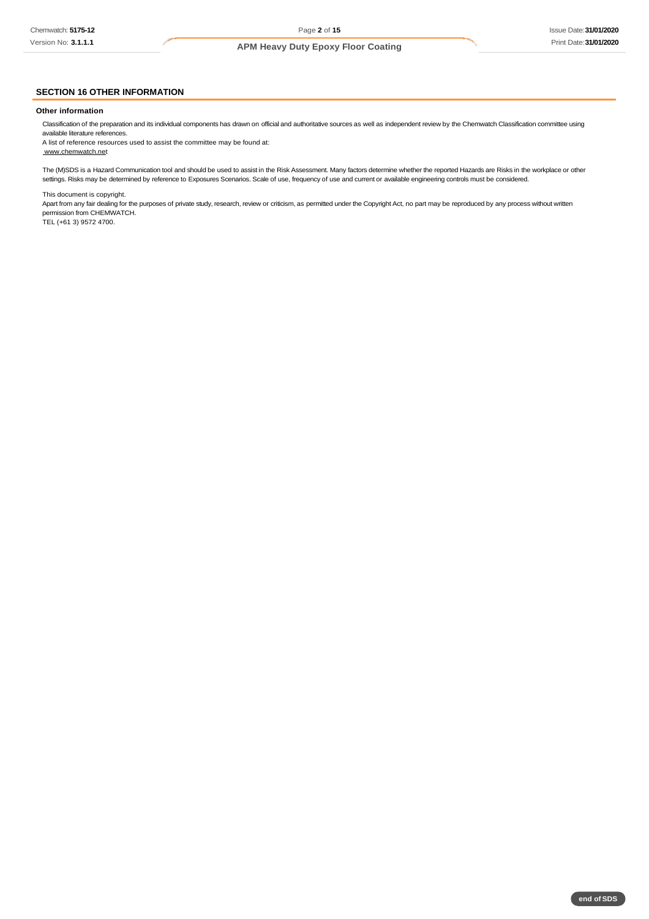## SECTION 16 OTHER INFORMATION

### Other information

Classification of the preparation and its individual components has drawn on official and authoritative sources as well as independent review by the Chemwatch Classification committee using available literature references.
A list of reference resources used to assist the committee may be found at:
www.chemwatch.net

The (M)SDS is a Hazard Communication tool and should be used to assist in the Risk Assessment. Many factors determine whether the reported Hazards are Risks in the workplace or other settings. Risks may be determined by reference to Exposures Scenarios. Scale of use, frequency of use and current or available engineering controls must be considered.

This document is copyright.
Apart from any fair dealing for the purposes of private study, research, review or criticism, as permitted under the Copyright Act, no part may be reproduced by any process without written permission from CHEMWATCH.
TEL (+61 3) 9572 4700.

**end of SDS**